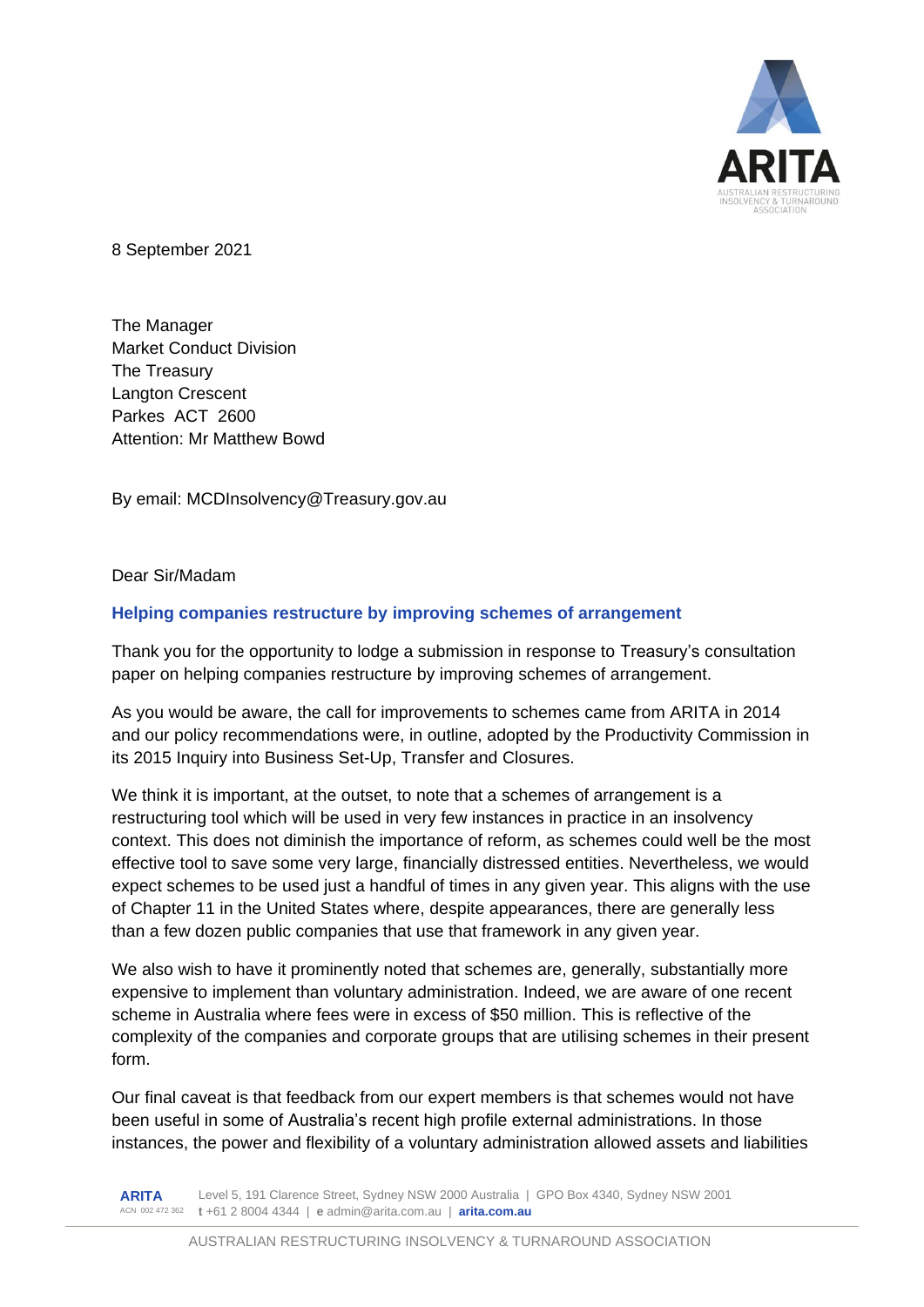8 September 2021

The Manager
Market Conduct Division
The Treasury
Langton Crescent
Parkes ACT 2600
Attention: Mr Matthew Bowd

By email: MCDInsolvency@Treasury.gov.au

Dear Sir/Madam

## Helping companies restructure by improving schemes of arrangement

Thank you for the opportunity to lodge a submission in response to Treasury's consultation paper on helping companies restructure by improving schemes of arrangement.

As you would be aware, the call for improvements to schemes came from ARITA in 2014 and our policy recommendations were, in outline, adopted by the Productivity Commission in its 2015 Inquiry into Business Set-Up, Transfer and Closures.

We think it is important, at the outset, to note that a schemes of arrangement is a restructuring tool which will be used in very few instances in practice in an insolvency context. This does not diminish the importance of reform, as schemes could well be the most effective tool to save some very large, financially distressed entities. Nevertheless, we would expect schemes to be used just a handful of times in any given year. This aligns with the use of Chapter 11 in the United States where, despite appearances, there are generally less than a few dozen public companies that use that framework in any given year.

We also wish to have it prominently noted that schemes are, generally, substantially more expensive to implement than voluntary administration. Indeed, we are aware of one recent scheme in Australia where fees were in excess of $50 million. This is reflective of the complexity of the companies and corporate groups that are utilising schemes in their present form.

Our final caveat is that feedback from our expert members is that schemes would not have been useful in some of Australia's recent high profile external administrations. In those instances, the power and flexibility of a voluntary administration allowed assets and liabilities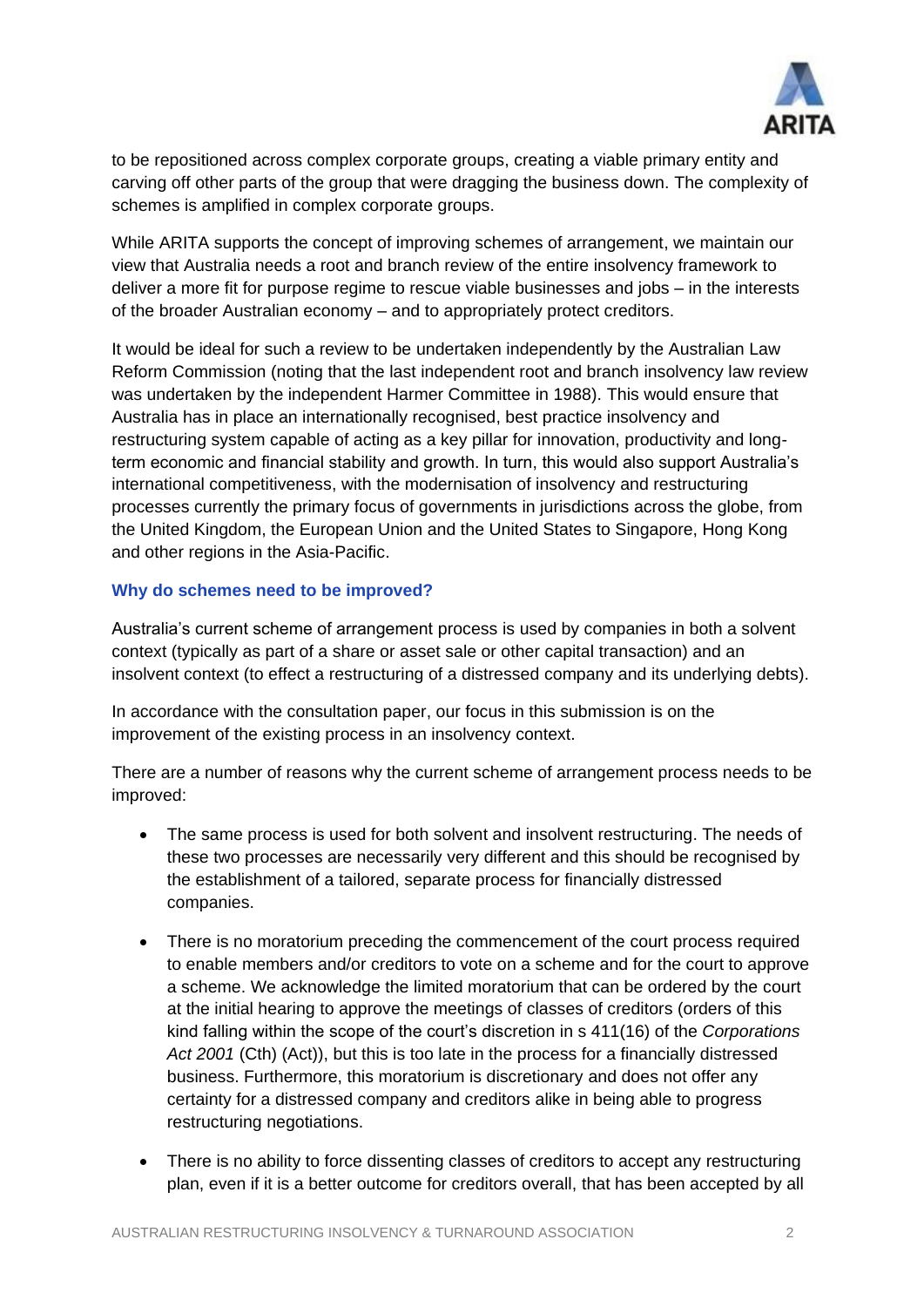to be repositioned across complex corporate groups, creating a viable primary entity and carving off other parts of the group that were dragging the business down. The complexity of schemes is amplified in complex corporate groups.

While ARITA supports the concept of improving schemes of arrangement, we maintain our view that Australia needs a root and branch review of the entire insolvency framework to deliver a more fit for purpose regime to rescue viable businesses and jobs – in the interests of the broader Australian economy – and to appropriately protect creditors.

It would be ideal for such a review to be undertaken independently by the Australian Law Reform Commission (noting that the last independent root and branch insolvency law review was undertaken by the independent Harmer Committee in 1988). This would ensure that Australia has in place an internationally recognised, best practice insolvency and restructuring system capable of acting as a key pillar for innovation, productivity and long-term economic and financial stability and growth. In turn, this would also support Australia's international competitiveness, with the modernisation of insolvency and restructuring processes currently the primary focus of governments in jurisdictions across the globe, from the United Kingdom, the European Union and the United States to Singapore, Hong Kong and other regions in the Asia-Pacific.

### Why do schemes need to be improved?

Australia's current scheme of arrangement process is used by companies in both a solvent context (typically as part of a share or asset sale or other capital transaction) and an insolvent context (to effect a restructuring of a distressed company and its underlying debts).

In accordance with the consultation paper, our focus in this submission is on the improvement of the existing process in an insolvency context.

There are a number of reasons why the current scheme of arrangement process needs to be improved:

- The same process is used for both solvent and insolvent restructuring. The needs of these two processes are necessarily very different and this should be recognised by the establishment of a tailored, separate process for financially distressed companies.
- There is no moratorium preceding the commencement of the court process required to enable members and/or creditors to vote on a scheme and for the court to approve a scheme. We acknowledge the limited moratorium that can be ordered by the court at the initial hearing to approve the meetings of classes of creditors (orders of this kind falling within the scope of the court's discretion in s 411(16) of the *Corporations Act 2001* (Cth) (Act)), but this is too late in the process for a financially distressed business. Furthermore, this moratorium is discretionary and does not offer any certainty for a distressed company and creditors alike in being able to progress restructuring negotiations.
- There is no ability to force dissenting classes of creditors to accept any restructuring plan, even if it is a better outcome for creditors overall, that has been accepted by all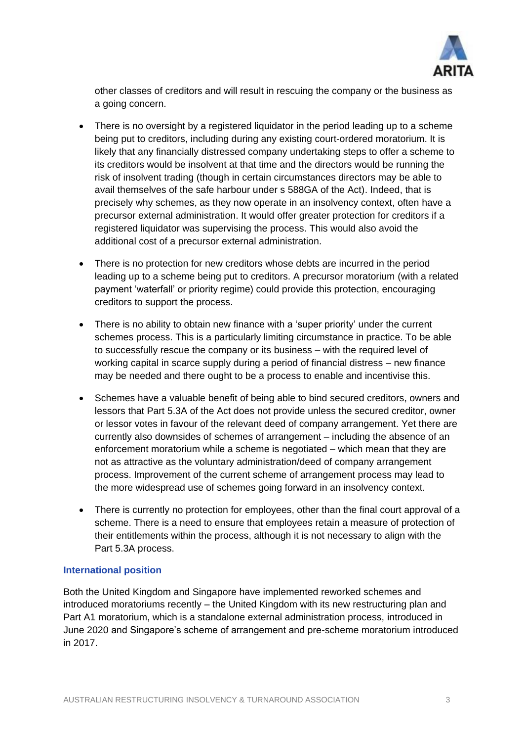other classes of creditors and will result in rescuing the company or the business as a going concern.

- There is no oversight by a registered liquidator in the period leading up to a scheme being put to creditors, including during any existing court-ordered moratorium. It is likely that any financially distressed company undertaking steps to offer a scheme to its creditors would be insolvent at that time and the directors would be running the risk of insolvent trading (though in certain circumstances directors may be able to avail themselves of the safe harbour under s 588GA of the Act). Indeed, that is precisely why schemes, as they now operate in an insolvency context, often have a precursor external administration. It would offer greater protection for creditors if a registered liquidator was supervising the process. This would also avoid the additional cost of a precursor external administration.

- There is no protection for new creditors whose debts are incurred in the period leading up to a scheme being put to creditors. A precursor moratorium (with a related payment 'waterfall' or priority regime) could provide this protection, encouraging creditors to support the process.

- There is no ability to obtain new finance with a 'super priority' under the current schemes process. This is a particularly limiting circumstance in practice. To be able to successfully rescue the company or its business – with the required level of working capital in scarce supply during a period of financial distress – new finance may be needed and there ought to be a process to enable and incentivise this.

- Schemes have a valuable benefit of being able to bind secured creditors, owners and lessors that Part 5.3A of the Act does not provide unless the secured creditor, owner or lessor votes in favour of the relevant deed of company arrangement. Yet there are currently also downsides of schemes of arrangement – including the absence of an enforcement moratorium while a scheme is negotiated – which mean that they are not as attractive as the voluntary administration/deed of company arrangement process. Improvement of the current scheme of arrangement process may lead to the more widespread use of schemes going forward in an insolvency context.

- There is currently no protection for employees, other than the final court approval of a scheme. There is a need to ensure that employees retain a measure of protection of their entitlements within the process, although it is not necessary to align with the Part 5.3A process.

### International position

Both the United Kingdom and Singapore have implemented reworked schemes and introduced moratoriums recently – the United Kingdom with its new restructuring plan and Part A1 moratorium, which is a standalone external administration process, introduced in June 2020 and Singapore's scheme of arrangement and pre-scheme moratorium introduced in 2017.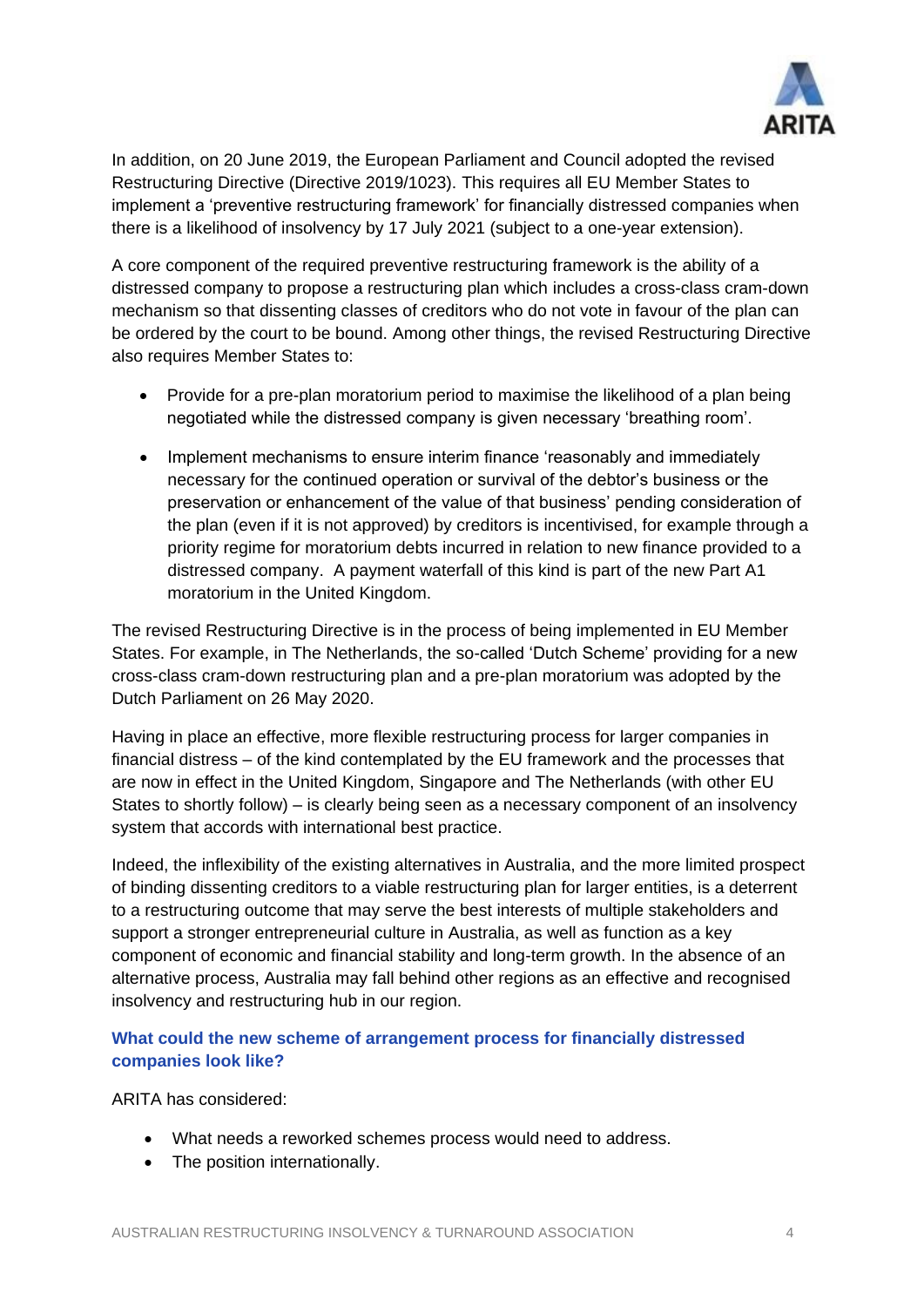In addition, on 20 June 2019, the European Parliament and Council adopted the revised Restructuring Directive (Directive 2019/1023). This requires all EU Member States to implement a 'preventive restructuring framework' for financially distressed companies when there is a likelihood of insolvency by 17 July 2021 (subject to a one-year extension).

A core component of the required preventive restructuring framework is the ability of a distressed company to propose a restructuring plan which includes a cross-class cram-down mechanism so that dissenting classes of creditors who do not vote in favour of the plan can be ordered by the court to be bound. Among other things, the revised Restructuring Directive also requires Member States to:

- Provide for a pre-plan moratorium period to maximise the likelihood of a plan being negotiated while the distressed company is given necessary 'breathing room'.
- Implement mechanisms to ensure interim finance 'reasonably and immediately necessary for the continued operation or survival of the debtor's business or the preservation or enhancement of the value of that business' pending consideration of the plan (even if it is not approved) by creditors is incentivised, for example through a priority regime for moratorium debts incurred in relation to new finance provided to a distressed company. A payment waterfall of this kind is part of the new Part A1 moratorium in the United Kingdom.

The revised Restructuring Directive is in the process of being implemented in EU Member States. For example, in The Netherlands, the so-called 'Dutch Scheme' providing for a new cross-class cram-down restructuring plan and a pre-plan moratorium was adopted by the Dutch Parliament on 26 May 2020.

Having in place an effective, more flexible restructuring process for larger companies in financial distress – of the kind contemplated by the EU framework and the processes that are now in effect in the United Kingdom, Singapore and The Netherlands (with other EU States to shortly follow) – is clearly being seen as a necessary component of an insolvency system that accords with international best practice.

Indeed, the inflexibility of the existing alternatives in Australia, and the more limited prospect of binding dissenting creditors to a viable restructuring plan for larger entities, is a deterrent to a restructuring outcome that may serve the best interests of multiple stakeholders and support a stronger entrepreneurial culture in Australia, as well as function as a key component of economic and financial stability and long-term growth. In the absence of an alternative process, Australia may fall behind other regions as an effective and recognised insolvency and restructuring hub in our region.

### What could the new scheme of arrangement process for financially distressed companies look like?

ARITA has considered:

- What needs a reworked schemes process would need to address.
- The position internationally.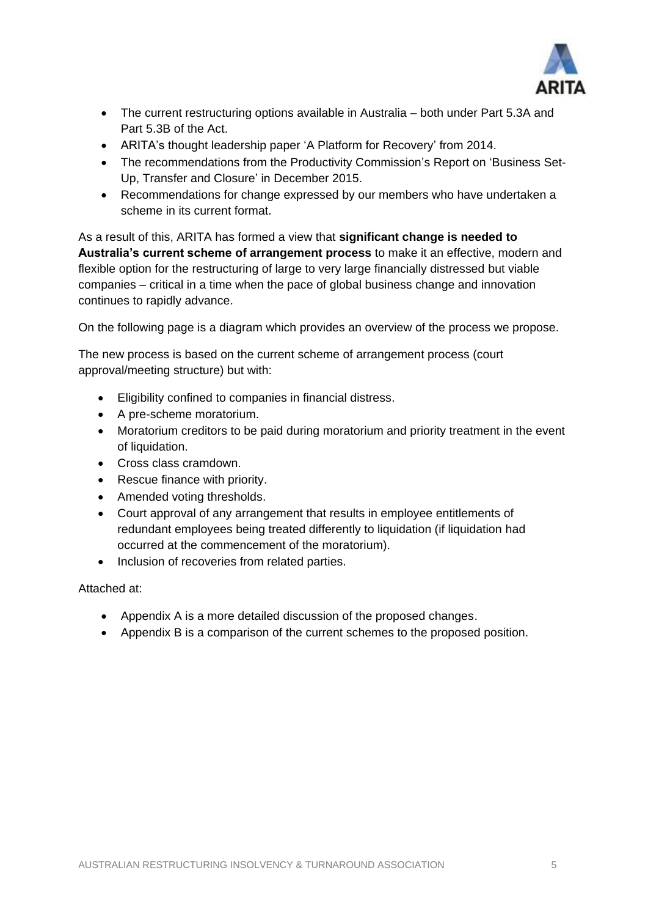- The current restructuring options available in Australia – both under Part 5.3A and Part 5.3B of the Act.
- ARITA's thought leadership paper 'A Platform for Recovery' from 2014.
- The recommendations from the Productivity Commission's Report on 'Business Set-Up, Transfer and Closure' in December 2015.
- Recommendations for change expressed by our members who have undertaken a scheme in its current format.

As a result of this, ARITA has formed a view that **significant change is needed to Australia's current scheme of arrangement process** to make it an effective, modern and flexible option for the restructuring of large to very large financially distressed but viable companies – critical in a time when the pace of global business change and innovation continues to rapidly advance.

On the following page is a diagram which provides an overview of the process we propose.

The new process is based on the current scheme of arrangement process (court approval/meeting structure) but with:

- Eligibility confined to companies in financial distress.
- A pre-scheme moratorium.
- Moratorium creditors to be paid during moratorium and priority treatment in the event of liquidation.
- Cross class cramdown.
- Rescue finance with priority.
- Amended voting thresholds.
- Court approval of any arrangement that results in employee entitlements of redundant employees being treated differently to liquidation (if liquidation had occurred at the commencement of the moratorium).
- Inclusion of recoveries from related parties.

Attached at:

- Appendix A is a more detailed discussion of the proposed changes.
- Appendix B is a comparison of the current schemes to the proposed position.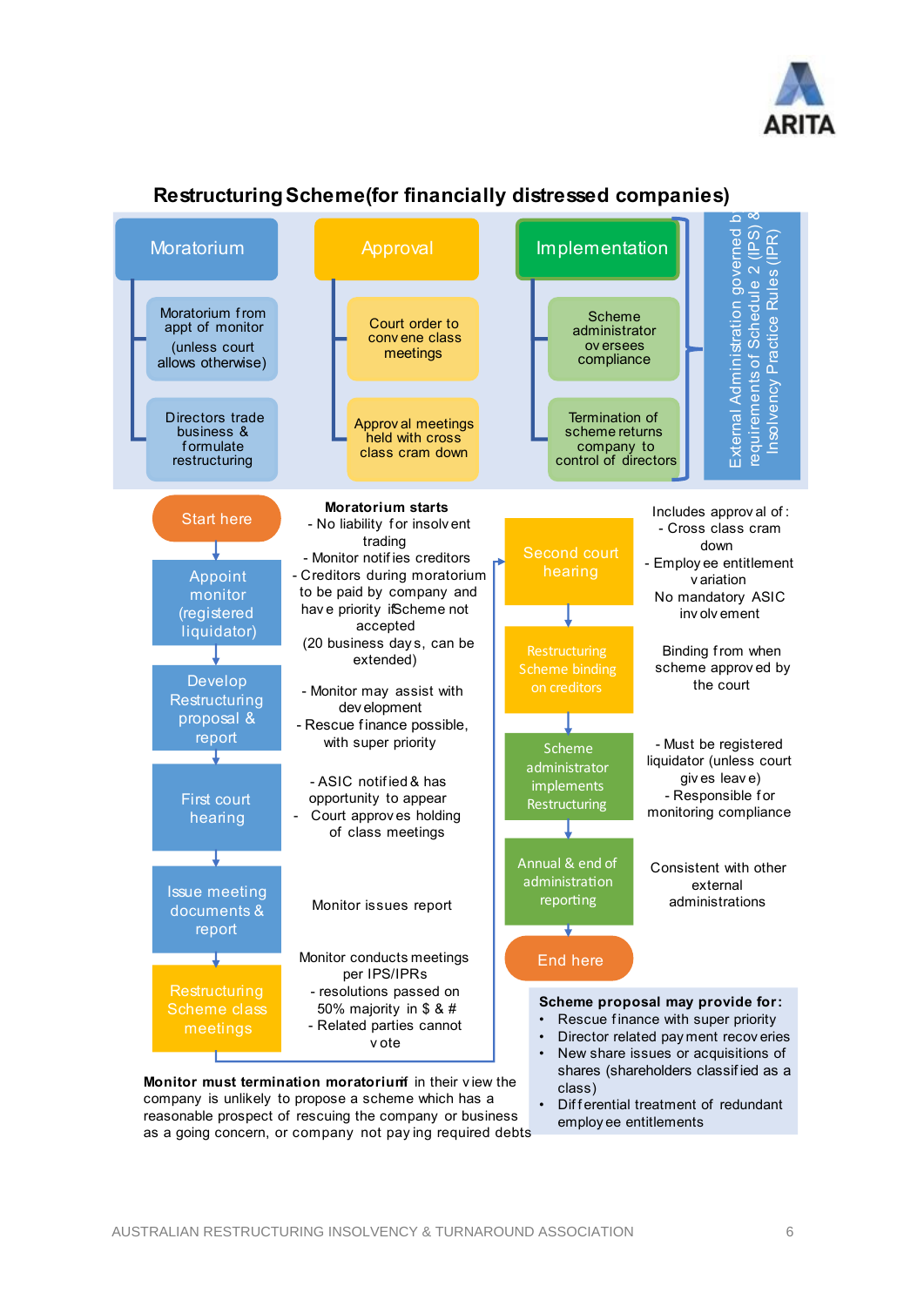# Restructuring Scheme (for financially distressed companies)

**Moratorium**
- Moratorium from appt of monitor (unless court allows otherwise)
- Directors trade business & formulate restructuring

**Approval**
- Court order to convene class meetings
- Approval meetings held with cross class cram down

**Implementation**
- Scheme administrator oversees compliance
- Termination of scheme returns company to control of directors

External Administration governed by requirements of Schedule 2 (IPS) & Insolvency Practice Rules (IPR)

---

**Start here**

**Appoint monitor (registered liquidator)**

**Moratorium starts**
- No liability for insolvent trading
- Monitor notifies creditors
- Creditors during moratorium to be paid by company and have priority if Scheme not accepted

(20 business days, can be extended)

**Develop Restructuring proposal & report**
- Monitor may assist with development
- Rescue finance possible, with super priority

**First court hearing**
- ASIC notified & has opportunity to appear
- Court approves holding of class meetings

**Issue meeting documents & report**

Monitor issues report

**Restructuring Scheme class meetings**

Monitor conducts meetings per IPS/IPRs
- resolutions passed on 50% majority in $ & #
- Related parties cannot vote

**Second court hearing**

Includes approval of:
- Cross class cram down
- Employee entitlement variation

No mandatory ASIC involvement

**Restructuring Scheme binding on creditors**

Binding from when scheme approved by the court

**Scheme administrator implements Restructuring**
- Must be registered liquidator (unless court gives leave)
- Responsible for monitoring compliance

**Annual & end of administration reporting**

Consistent with other external administrations

**End here**

**Monitor must termination moratorium** if in their view the company is unlikely to propose a scheme which has a reasonable prospect of rescuing the company or business as a going concern, or company not paying required debts

**Scheme proposal may provide for:**
- Rescue finance with super priority
- Director related payment recoveries
- New share issues or acquisitions of shares (shareholders classified as a class)
- Differential treatment of redundant employee entitlements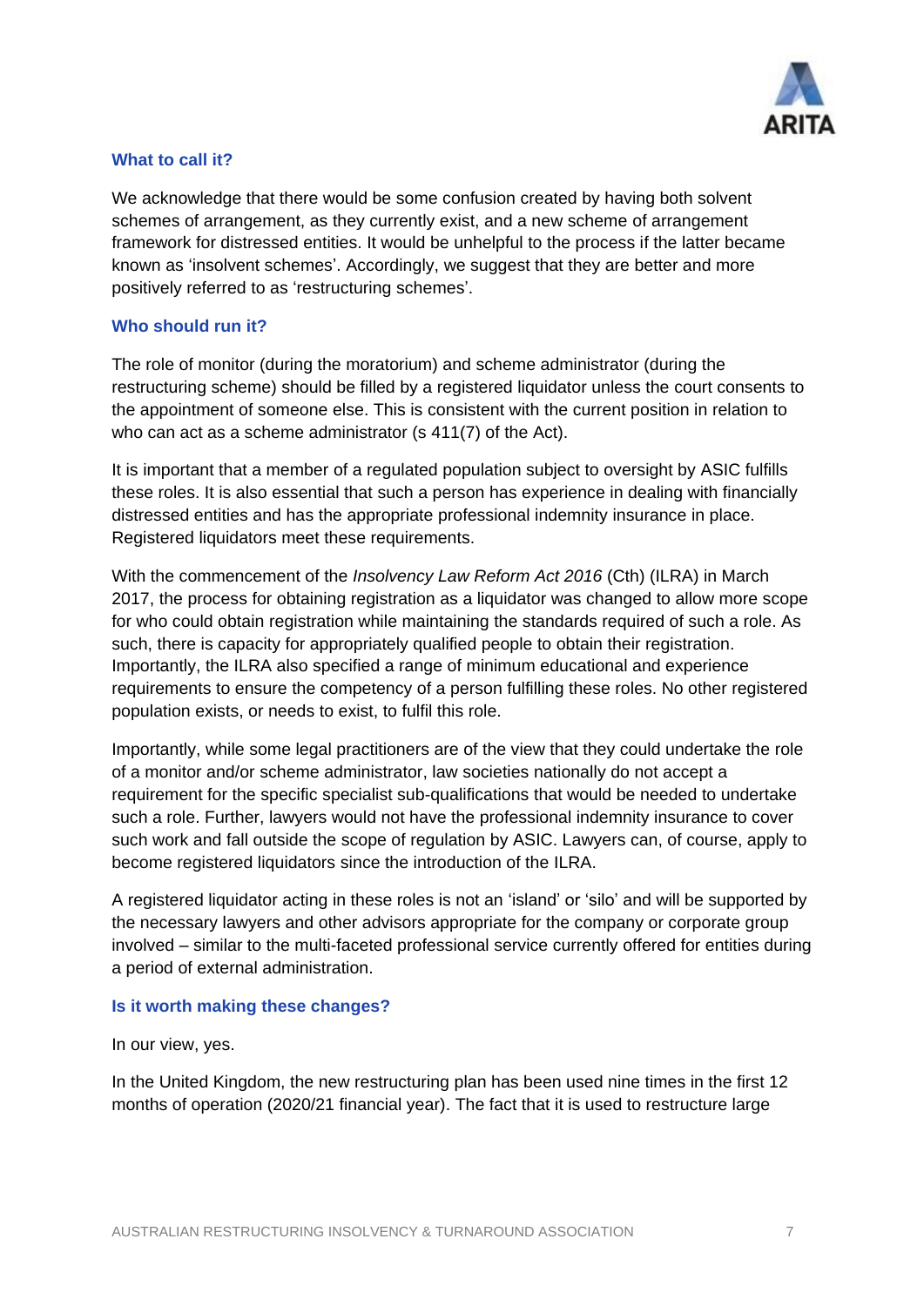### What to call it?

We acknowledge that there would be some confusion created by having both solvent schemes of arrangement, as they currently exist, and a new scheme of arrangement framework for distressed entities. It would be unhelpful to the process if the latter became known as 'insolvent schemes'. Accordingly, we suggest that they are better and more positively referred to as 'restructuring schemes'.

### Who should run it?

The role of monitor (during the moratorium) and scheme administrator (during the restructuring scheme) should be filled by a registered liquidator unless the court consents to the appointment of someone else. This is consistent with the current position in relation to who can act as a scheme administrator (s 411(7) of the Act).

It is important that a member of a regulated population subject to oversight by ASIC fulfills these roles. It is also essential that such a person has experience in dealing with financially distressed entities and has the appropriate professional indemnity insurance in place. Registered liquidators meet these requirements.

With the commencement of the *Insolvency Law Reform Act 2016* (Cth) (ILRA) in March 2017, the process for obtaining registration as a liquidator was changed to allow more scope for who could obtain registration while maintaining the standards required of such a role. As such, there is capacity for appropriately qualified people to obtain their registration. Importantly, the ILRA also specified a range of minimum educational and experience requirements to ensure the competency of a person fulfilling these roles. No other registered population exists, or needs to exist, to fulfil this role.

Importantly, while some legal practitioners are of the view that they could undertake the role of a monitor and/or scheme administrator, law societies nationally do not accept a requirement for the specific specialist sub-qualifications that would be needed to undertake such a role. Further, lawyers would not have the professional indemnity insurance to cover such work and fall outside the scope of regulation by ASIC. Lawyers can, of course, apply to become registered liquidators since the introduction of the ILRA.

A registered liquidator acting in these roles is not an 'island' or 'silo' and will be supported by the necessary lawyers and other advisors appropriate for the company or corporate group involved – similar to the multi-faceted professional service currently offered for entities during a period of external administration.

### Is it worth making these changes?

In our view, yes.

In the United Kingdom, the new restructuring plan has been used nine times in the first 12 months of operation (2020/21 financial year). The fact that it is used to restructure large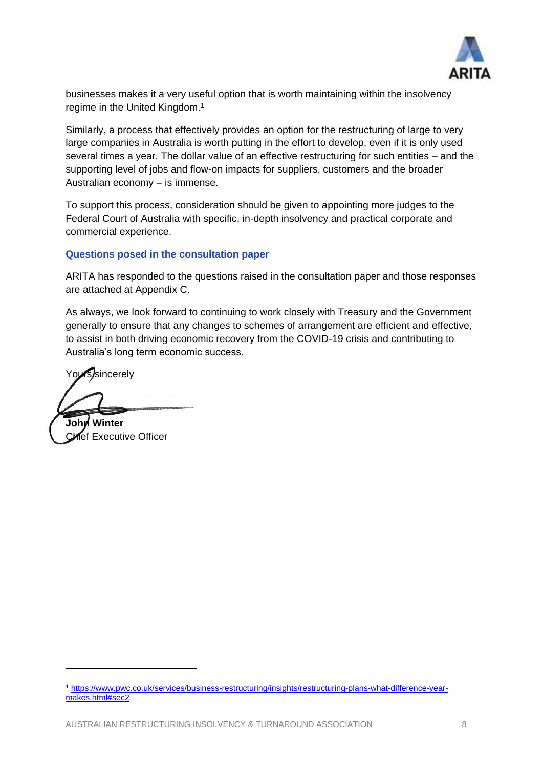businesses makes it a very useful option that is worth maintaining within the insolvency regime in the United Kingdom.[1]

Similarly, a process that effectively provides an option for the restructuring of large to very large companies in Australia is worth putting in the effort to develop, even if it is only used several times a year. The dollar value of an effective restructuring for such entities – and the supporting level of jobs and flow-on impacts for suppliers, customers and the broader Australian economy – is immense.

To support this process, consideration should be given to appointing more judges to the Federal Court of Australia with specific, in-depth insolvency and practical corporate and commercial experience.

### Questions posed in the consultation paper

ARITA has responded to the questions raised in the consultation paper and those responses are attached at Appendix C.

As always, we look forward to continuing to work closely with Treasury and the Government generally to ensure that any changes to schemes of arrangement are efficient and effective, to assist in both driving economic recovery from the COVID-19 crisis and contributing to Australia's long term economic success.

Yours sincerely

**John Winter**
Chief Executive Officer

---

[1] https://www.pwc.co.uk/services/business-restructuring/insights/restructuring-plans-what-difference-year-makes.html#sec2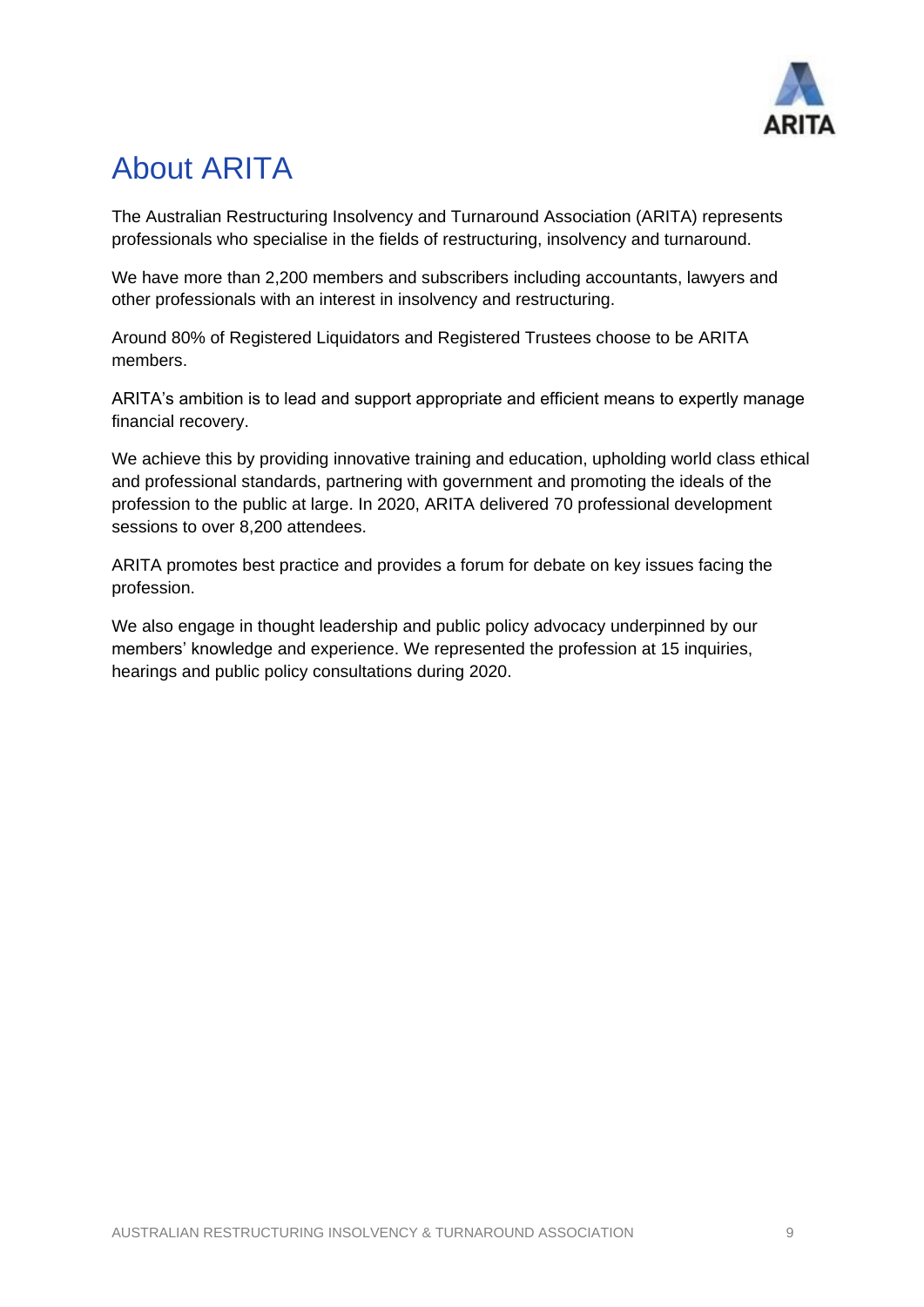# About ARITA

The Australian Restructuring Insolvency and Turnaround Association (ARITA) represents professionals who specialise in the fields of restructuring, insolvency and turnaround.

We have more than 2,200 members and subscribers including accountants, lawyers and other professionals with an interest in insolvency and restructuring.

Around 80% of Registered Liquidators and Registered Trustees choose to be ARITA members.

ARITA's ambition is to lead and support appropriate and efficient means to expertly manage financial recovery.

We achieve this by providing innovative training and education, upholding world class ethical and professional standards, partnering with government and promoting the ideals of the profession to the public at large. In 2020, ARITA delivered 70 professional development sessions to over 8,200 attendees.

ARITA promotes best practice and provides a forum for debate on key issues facing the profession.

We also engage in thought leadership and public policy advocacy underpinned by our members' knowledge and experience. We represented the profession at 15 inquiries, hearings and public policy consultations during 2020.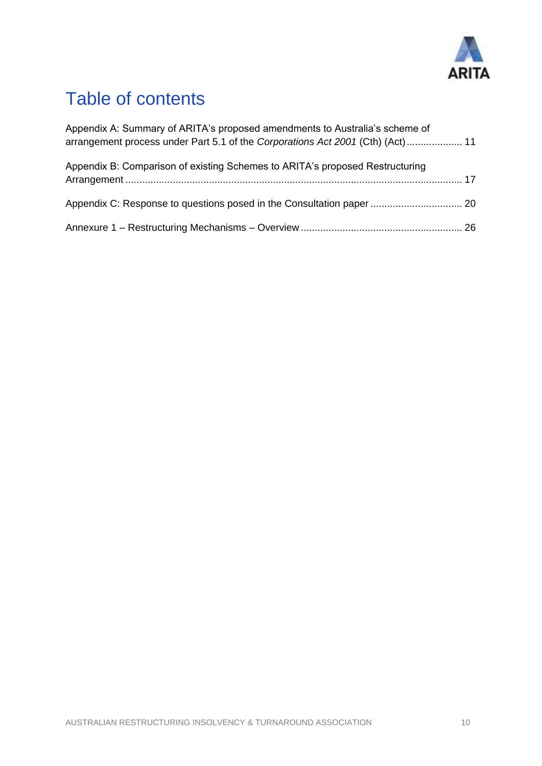# Table of contents

Appendix A: Summary of ARITA's proposed amendments to Australia's scheme of arrangement process under Part 5.1 of the *Corporations Act 2001* (Cth) (Act) .................... 11

Appendix B: Comparison of existing Schemes to ARITA's proposed Restructuring Arrangement ........................................................................................................................ 17

Appendix C: Response to questions posed in the Consultation paper ................................. 20

Annexure 1 – Restructuring Mechanisms – Overview .......................................................... 26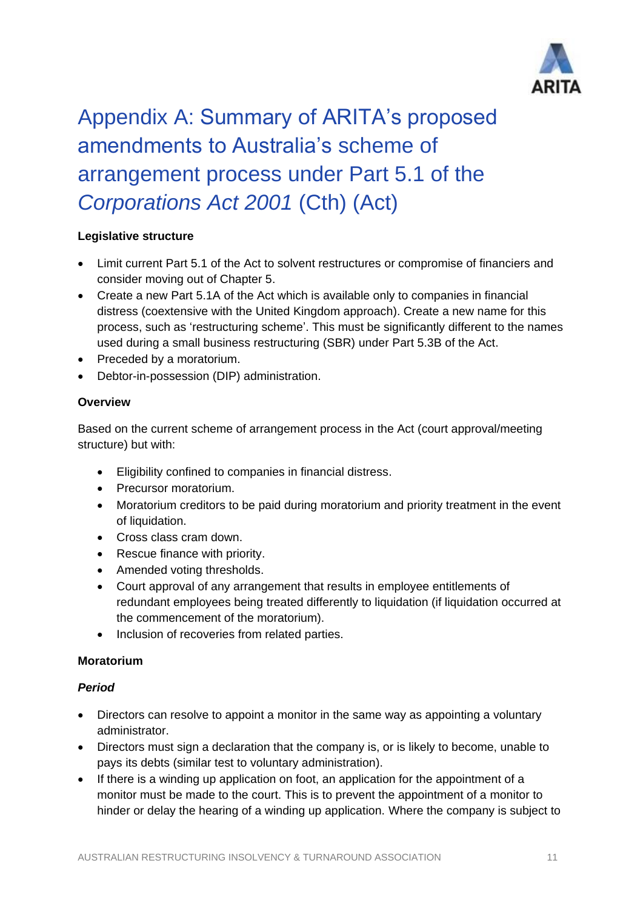# Appendix A: Summary of ARITA's proposed amendments to Australia's scheme of arrangement process under Part 5.1 of the *Corporations Act 2001* (Cth) (Act)

**Legislative structure**

- Limit current Part 5.1 of the Act to solvent restructures or compromise of financiers and consider moving out of Chapter 5.
- Create a new Part 5.1A of the Act which is available only to companies in financial distress (coextensive with the United Kingdom approach). Create a new name for this process, such as 'restructuring scheme'. This must be significantly different to the names used during a small business restructuring (SBR) under Part 5.3B of the Act.
- Preceded by a moratorium.
- Debtor-in-possession (DIP) administration.

**Overview**

Based on the current scheme of arrangement process in the Act (court approval/meeting structure) but with:

- Eligibility confined to companies in financial distress.
- Precursor moratorium.
- Moratorium creditors to be paid during moratorium and priority treatment in the event of liquidation.
- Cross class cram down.
- Rescue finance with priority.
- Amended voting thresholds.
- Court approval of any arrangement that results in employee entitlements of redundant employees being treated differently to liquidation (if liquidation occurred at the commencement of the moratorium).
- Inclusion of recoveries from related parties.

**Moratorium**

***Period***

- Directors can resolve to appoint a monitor in the same way as appointing a voluntary administrator.
- Directors must sign a declaration that the company is, or is likely to become, unable to pays its debts (similar test to voluntary administration).
- If there is a winding up application on foot, an application for the appointment of a monitor must be made to the court. This is to prevent the appointment of a monitor to hinder or delay the hearing of a winding up application. Where the company is subject to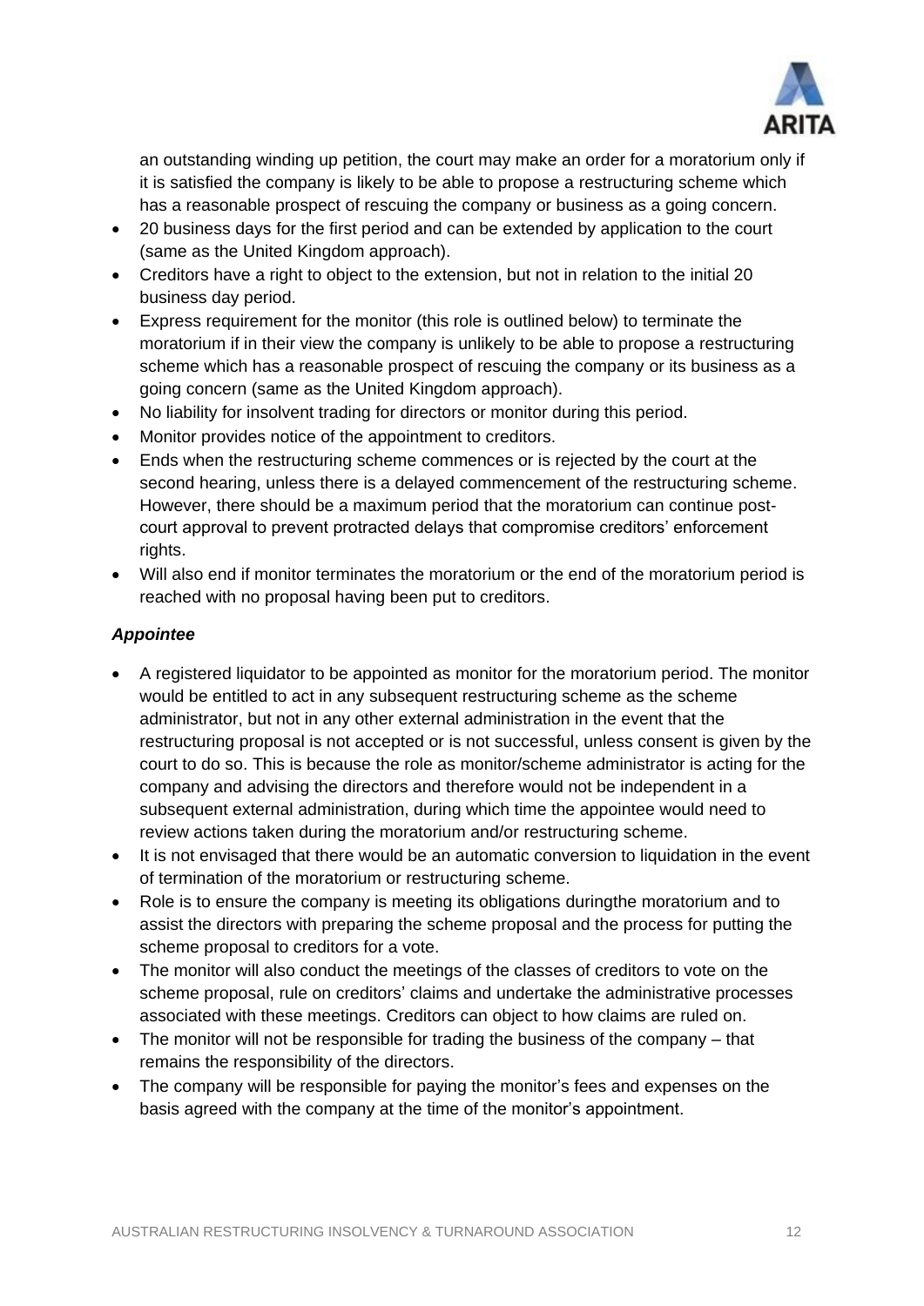an outstanding winding up petition, the court may make an order for a moratorium only if it is satisfied the company is likely to be able to propose a restructuring scheme which has a reasonable prospect of rescuing the company or business as a going concern.

- 20 business days for the first period and can be extended by application to the court (same as the United Kingdom approach).
- Creditors have a right to object to the extension, but not in relation to the initial 20 business day period.
- Express requirement for the monitor (this role is outlined below) to terminate the moratorium if in their view the company is unlikely to be able to propose a restructuring scheme which has a reasonable prospect of rescuing the company or its business as a going concern (same as the United Kingdom approach).
- No liability for insolvent trading for directors or monitor during this period.
- Monitor provides notice of the appointment to creditors.
- Ends when the restructuring scheme commences or is rejected by the court at the second hearing, unless there is a delayed commencement of the restructuring scheme. However, there should be a maximum period that the moratorium can continue post-court approval to prevent protracted delays that compromise creditors' enforcement rights.
- Will also end if monitor terminates the moratorium or the end of the moratorium period is reached with no proposal having been put to creditors.

***Appointee***

- A registered liquidator to be appointed as monitor for the moratorium period. The monitor would be entitled to act in any subsequent restructuring scheme as the scheme administrator, but not in any other external administration in the event that the restructuring proposal is not accepted or is not successful, unless consent is given by the court to do so. This is because the role as monitor/scheme administrator is acting for the company and advising the directors and therefore would not be independent in a subsequent external administration, during which time the appointee would need to review actions taken during the moratorium and/or restructuring scheme.
- It is not envisaged that there would be an automatic conversion to liquidation in the event of termination of the moratorium or restructuring scheme.
- Role is to ensure the company is meeting its obligations duringthe moratorium and to assist the directors with preparing the scheme proposal and the process for putting the scheme proposal to creditors for a vote.
- The monitor will also conduct the meetings of the classes of creditors to vote on the scheme proposal, rule on creditors' claims and undertake the administrative processes associated with these meetings. Creditors can object to how claims are ruled on.
- The monitor will not be responsible for trading the business of the company – that remains the responsibility of the directors.
- The company will be responsible for paying the monitor's fees and expenses on the basis agreed with the company at the time of the monitor's appointment.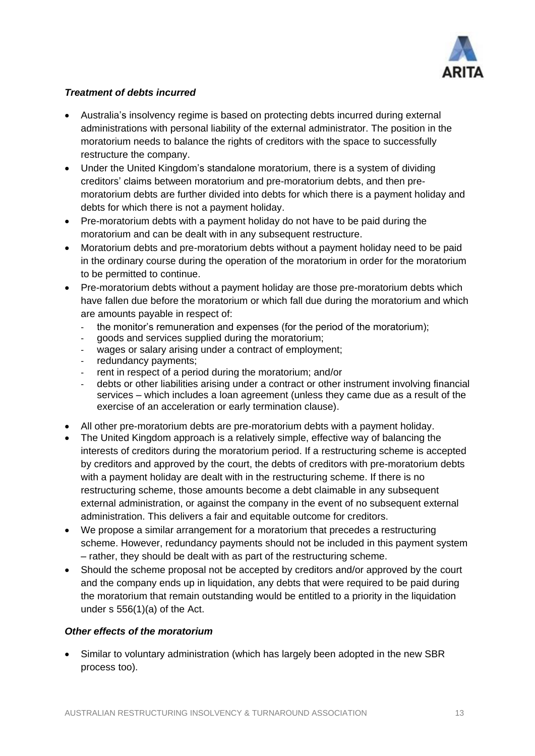***Treatment of debts incurred***

- Australia's insolvency regime is based on protecting debts incurred during external administrations with personal liability of the external administrator. The position in the moratorium needs to balance the rights of creditors with the space to successfully restructure the company.
- Under the United Kingdom's standalone moratorium, there is a system of dividing creditors' claims between moratorium and pre-moratorium debts, and then pre-moratorium debts are further divided into debts for which there is a payment holiday and debts for which there is not a payment holiday.
- Pre-moratorium debts with a payment holiday do not have to be paid during the moratorium and can be dealt with in any subsequent restructure.
- Moratorium debts and pre-moratorium debts without a payment holiday need to be paid in the ordinary course during the operation of the moratorium in order for the moratorium to be permitted to continue.
- Pre-moratorium debts without a payment holiday are those pre-moratorium debts which have fallen due before the moratorium or which fall due during the moratorium and which are amounts payable in respect of:
  - the monitor's remuneration and expenses (for the period of the moratorium);
  - goods and services supplied during the moratorium;
  - wages or salary arising under a contract of employment;
  - redundancy payments;
  - rent in respect of a period during the moratorium; and/or
  - debts or other liabilities arising under a contract or other instrument involving financial services – which includes a loan agreement (unless they came due as a result of the exercise of an acceleration or early termination clause).
- All other pre-moratorium debts are pre-moratorium debts with a payment holiday.
- The United Kingdom approach is a relatively simple, effective way of balancing the interests of creditors during the moratorium period. If a restructuring scheme is accepted by creditors and approved by the court, the debts of creditors with pre-moratorium debts with a payment holiday are dealt with in the restructuring scheme. If there is no restructuring scheme, those amounts become a debt claimable in any subsequent external administration, or against the company in the event of no subsequent external administration. This delivers a fair and equitable outcome for creditors.
- We propose a similar arrangement for a moratorium that precedes a restructuring scheme. However, redundancy payments should not be included in this payment system – rather, they should be dealt with as part of the restructuring scheme.
- Should the scheme proposal not be accepted by creditors and/or approved by the court and the company ends up in liquidation, any debts that were required to be paid during the moratorium that remain outstanding would be entitled to a priority in the liquidation under s 556(1)(a) of the Act.

***Other effects of the moratorium***

- Similar to voluntary administration (which has largely been adopted in the new SBR process too).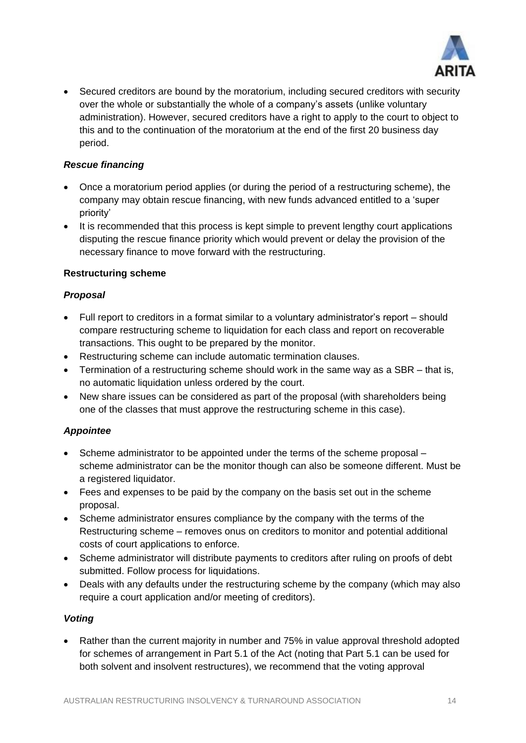- Secured creditors are bound by the moratorium, including secured creditors with security over the whole or substantially the whole of a company's assets (unlike voluntary administration). However, secured creditors have a right to apply to the court to object to this and to the continuation of the moratorium at the end of the first 20 business day period.

***Rescue financing***

- Once a moratorium period applies (or during the period of a restructuring scheme), the company may obtain rescue financing, with new funds advanced entitled to a 'super priority'
- It is recommended that this process is kept simple to prevent lengthy court applications disputing the rescue finance priority which would prevent or delay the provision of the necessary finance to move forward with the restructuring.

**Restructuring scheme**

***Proposal***

- Full report to creditors in a format similar to a voluntary administrator's report – should compare restructuring scheme to liquidation for each class and report on recoverable transactions. This ought to be prepared by the monitor.
- Restructuring scheme can include automatic termination clauses.
- Termination of a restructuring scheme should work in the same way as a SBR – that is, no automatic liquidation unless ordered by the court.
- New share issues can be considered as part of the proposal (with shareholders being one of the classes that must approve the restructuring scheme in this case).

***Appointee***

- Scheme administrator to be appointed under the terms of the scheme proposal – scheme administrator can be the monitor though can also be someone different. Must be a registered liquidator.
- Fees and expenses to be paid by the company on the basis set out in the scheme proposal.
- Scheme administrator ensures compliance by the company with the terms of the Restructuring scheme – removes onus on creditors to monitor and potential additional costs of court applications to enforce.
- Scheme administrator will distribute payments to creditors after ruling on proofs of debt submitted. Follow process for liquidations.
- Deals with any defaults under the restructuring scheme by the company (which may also require a court application and/or meeting of creditors).

***Voting***

- Rather than the current majority in number and 75% in value approval threshold adopted for schemes of arrangement in Part 5.1 of the Act (noting that Part 5.1 can be used for both solvent and insolvent restructures), we recommend that the voting approval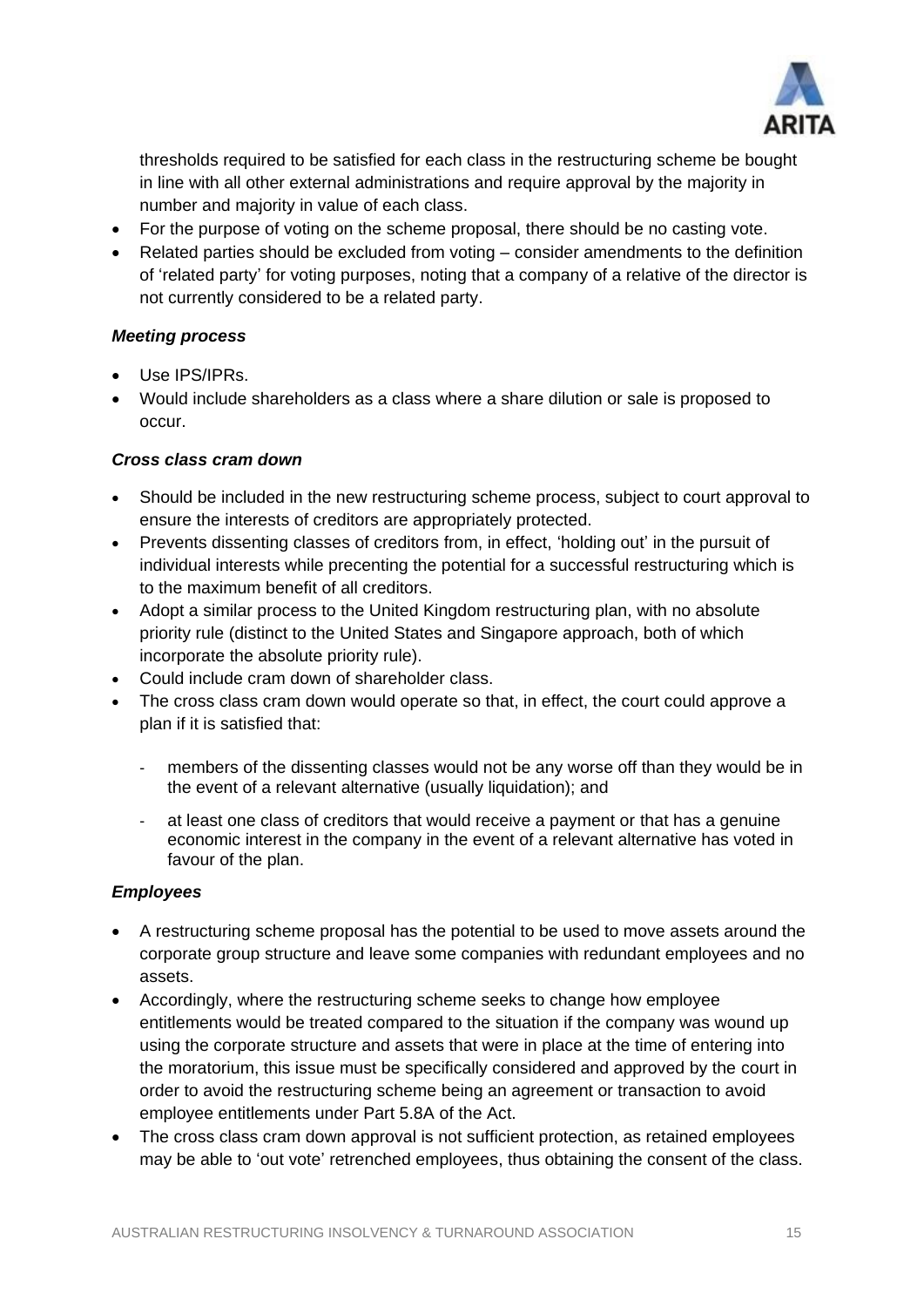thresholds required to be satisfied for each class in the restructuring scheme be bought in line with all other external administrations and require approval by the majority in number and majority in value of each class.

- For the purpose of voting on the scheme proposal, there should be no casting vote.
- Related parties should be excluded from voting – consider amendments to the definition of 'related party' for voting purposes, noting that a company of a relative of the director is not currently considered to be a related party.

***Meeting process***

- Use IPS/IPRs.
- Would include shareholders as a class where a share dilution or sale is proposed to occur.

***Cross class cram down***

- Should be included in the new restructuring scheme process, subject to court approval to ensure the interests of creditors are appropriately protected.
- Prevents dissenting classes of creditors from, in effect, 'holding out' in the pursuit of individual interests while precenting the potential for a successful restructuring which is to the maximum benefit of all creditors.
- Adopt a similar process to the United Kingdom restructuring plan, with no absolute priority rule (distinct to the United States and Singapore approach, both of which incorporate the absolute priority rule).
- Could include cram down of shareholder class.
- The cross class cram down would operate so that, in effect, the court could approve a plan if it is satisfied that:
  - members of the dissenting classes would not be any worse off than they would be in the event of a relevant alternative (usually liquidation); and
  - at least one class of creditors that would receive a payment or that has a genuine economic interest in the company in the event of a relevant alternative has voted in favour of the plan.

***Employees***

- A restructuring scheme proposal has the potential to be used to move assets around the corporate group structure and leave some companies with redundant employees and no assets.
- Accordingly, where the restructuring scheme seeks to change how employee entitlements would be treated compared to the situation if the company was wound up using the corporate structure and assets that were in place at the time of entering into the moratorium, this issue must be specifically considered and approved by the court in order to avoid the restructuring scheme being an agreement or transaction to avoid employee entitlements under Part 5.8A of the Act.
- The cross class cram down approval is not sufficient protection, as retained employees may be able to 'out vote' retrenched employees, thus obtaining the consent of the class.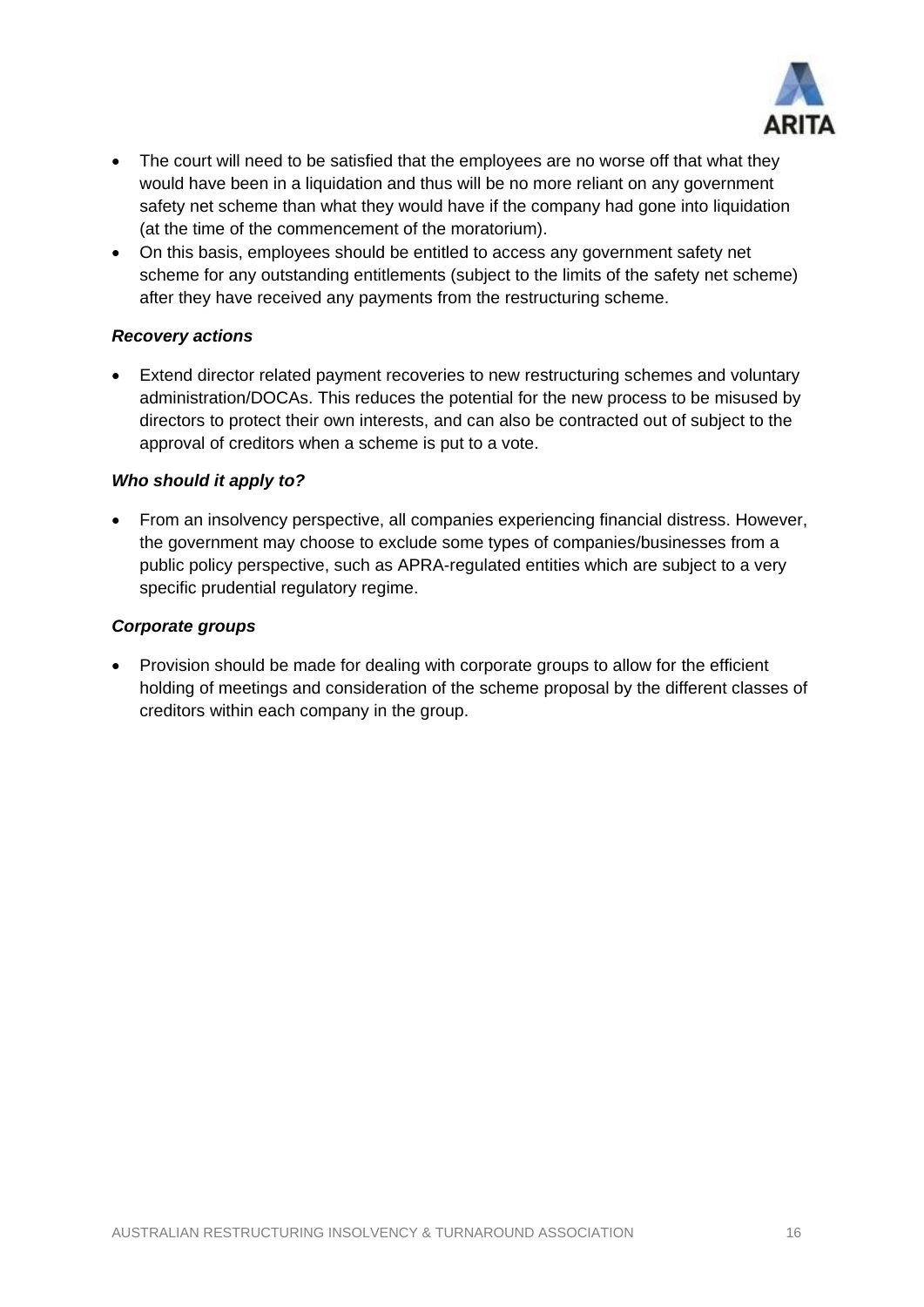- The court will need to be satisfied that the employees are no worse off that what they would have been in a liquidation and thus will be no more reliant on any government safety net scheme than what they would have if the company had gone into liquidation (at the time of the commencement of the moratorium).
- On this basis, employees should be entitled to access any government safety net scheme for any outstanding entitlements (subject to the limits of the safety net scheme) after they have received any payments from the restructuring scheme.

***Recovery actions***

- Extend director related payment recoveries to new restructuring schemes and voluntary administration/DOCAs. This reduces the potential for the new process to be misused by directors to protect their own interests, and can also be contracted out of subject to the approval of creditors when a scheme is put to a vote.

***Who should it apply to?***

- From an insolvency perspective, all companies experiencing financial distress. However, the government may choose to exclude some types of companies/businesses from a public policy perspective, such as APRA-regulated entities which are subject to a very specific prudential regulatory regime.

***Corporate groups***

- Provision should be made for dealing with corporate groups to allow for the efficient holding of meetings and consideration of the scheme proposal by the different classes of creditors within each company in the group.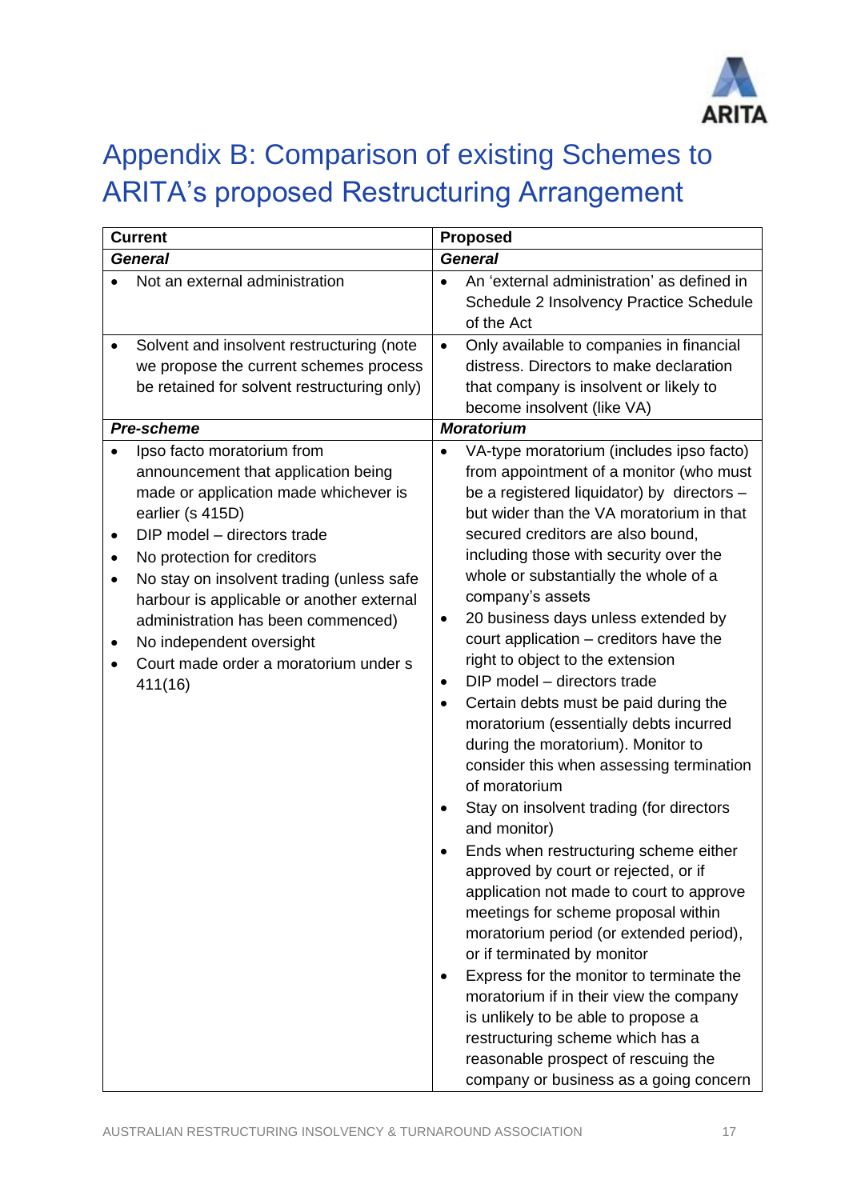# Appendix B: Comparison of existing Schemes to ARITA's proposed Restructuring Arrangement

| Current | Proposed |
|---|---|
| ***General*** | ***General*** |
| • Not an external administration | • An 'external administration' as defined in Schedule 2 Insolvency Practice Schedule of the Act |
| • Solvent and insolvent restructuring (note we propose the current schemes process be retained for solvent restructuring only) | • Only available to companies in financial distress. Directors to make declaration that company is insolvent or likely to become insolvent (like VA) |
| ***Pre-scheme*** | ***Moratorium*** |
| • Ipso facto moratorium from announcement that application being made or application made whichever is earlier (s 415D)<br>• DIP model – directors trade<br>• No protection for creditors<br>• No stay on insolvent trading (unless safe harbour is applicable or another external administration has been commenced)<br>• No independent oversight<br>• Court made order a moratorium under s 411(16) | • VA-type moratorium (includes ipso facto) from appointment of a monitor (who must be a registered liquidator) by directors – but wider than the VA moratorium in that secured creditors are also bound, including those with security over the whole or substantially the whole of a company's assets<br>• 20 business days unless extended by court application – creditors have the right to object to the extension<br>• DIP model – directors trade<br>• Certain debts must be paid during the moratorium (essentially debts incurred during the moratorium). Monitor to consider this when assessing termination of moratorium<br>• Stay on insolvent trading (for directors and monitor)<br>• Ends when restructuring scheme either approved by court or rejected, or if application not made to court to approve meetings for scheme proposal within moratorium period (or extended period), or if terminated by monitor<br>• Express for the monitor to terminate the moratorium if in their view the company is unlikely to be able to propose a restructuring scheme which has a reasonable prospect of rescuing the company or business as a going concern |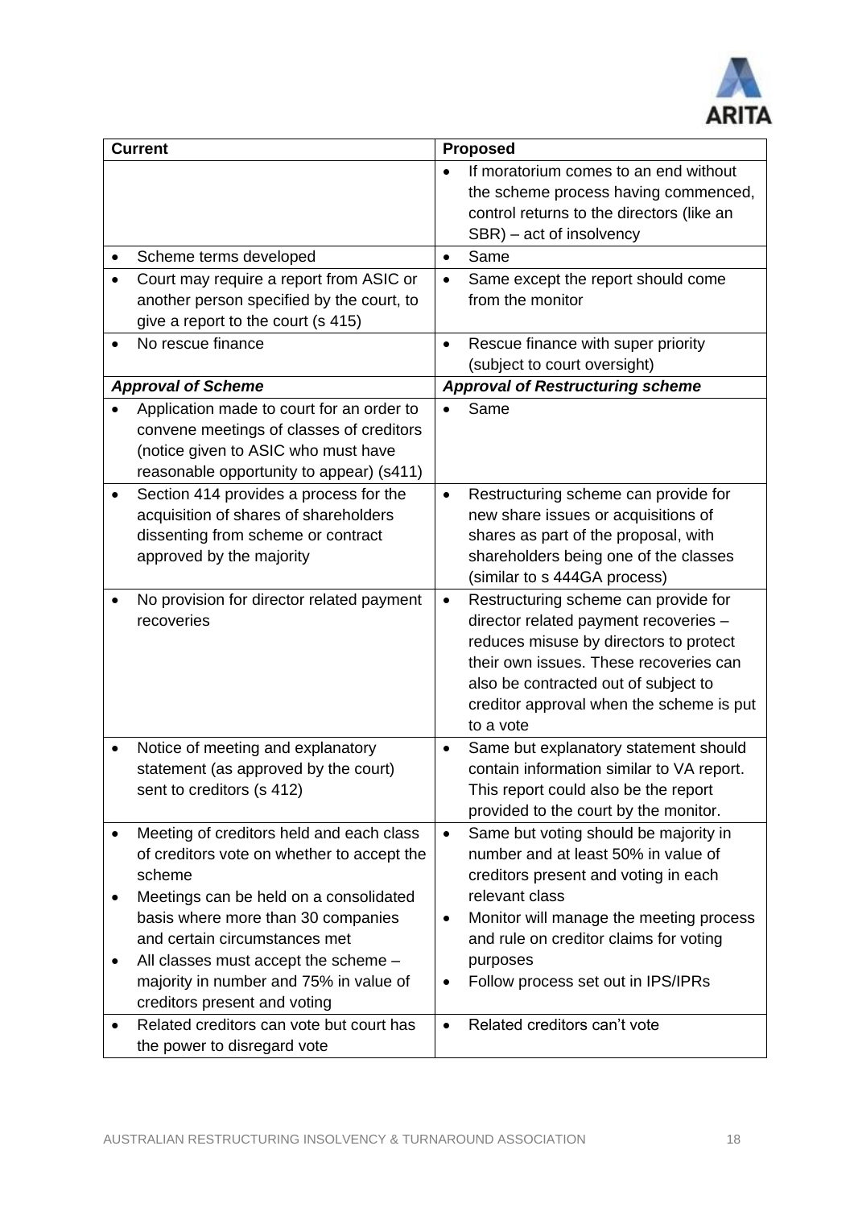| Current | Proposed |
|---|---|
| | • If moratorium comes to an end without the scheme process having commenced, control returns to the directors (like an SBR) – act of insolvency |
| • Scheme terms developed | • Same |
| • Court may require a report from ASIC or another person specified by the court, to give a report to the court (s 415) | • Same except the report should come from the monitor |
| • No rescue finance | • Rescue finance with super priority (subject to court oversight) |
| ***Approval of Scheme*** | ***Approval of Restructuring scheme*** |
| • Application made to court for an order to convene meetings of classes of creditors (notice given to ASIC who must have reasonable opportunity to appear) (s411) | • Same |
| • Section 414 provides a process for the acquisition of shares of shareholders dissenting from scheme or contract approved by the majority | • Restructuring scheme can provide for new share issues or acquisitions of shares as part of the proposal, with shareholders being one of the classes (similar to s 444GA process) |
| • No provision for director related payment recoveries | • Restructuring scheme can provide for director related payment recoveries – reduces misuse by directors to protect their own issues. These recoveries can also be contracted out of subject to creditor approval when the scheme is put to a vote |
| • Notice of meeting and explanatory statement (as approved by the court) sent to creditors (s 412) | • Same but explanatory statement should contain information similar to VA report. This report could also be the report provided to the court by the monitor. |
| • Meeting of creditors held and each class of creditors vote on whether to accept the scheme<br>• Meetings can be held on a consolidated basis where more than 30 companies and certain circumstances met<br>• All classes must accept the scheme – majority in number and 75% in value of creditors present and voting | • Same but voting should be majority in number and at least 50% in value of creditors present and voting in each relevant class<br>• Monitor will manage the meeting process and rule on creditor claims for voting purposes<br>• Follow process set out in IPS/IPRs |
| • Related creditors can vote but court has the power to disregard vote | • Related creditors can't vote |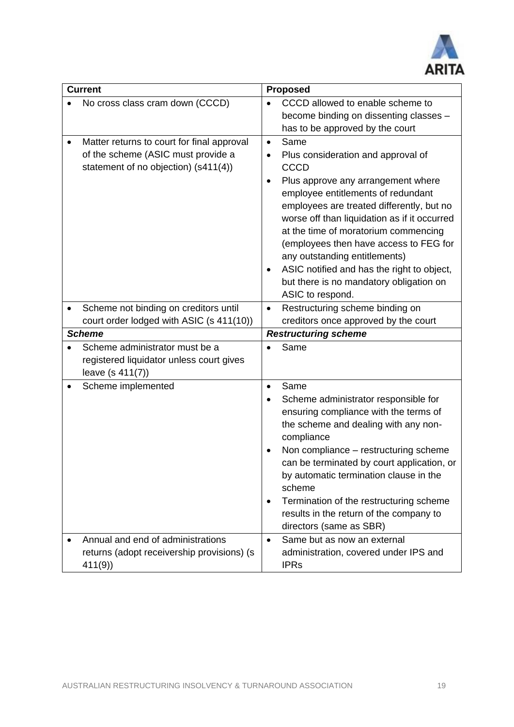| Current | Proposed |
| --- | --- |
| • No cross class cram down (CCCD) | • CCCD allowed to enable scheme to become binding on dissenting classes – has to be approved by the court |
| • Matter returns to court for final approval of the scheme (ASIC must provide a statement of no objection) (s411(4)) | • Same<br>• Plus consideration and approval of CCCD<br>• Plus approve any arrangement where employee entitlements of redundant employees are treated differently, but no worse off than liquidation as if it occurred at the time of moratorium commencing (employees then have access to FEG for any outstanding entitlements)<br>• ASIC notified and has the right to object, but there is no mandatory obligation on ASIC to respond. |
| • Scheme not binding on creditors until court order lodged with ASIC (s 411(10)) | • Restructuring scheme binding on creditors once approved by the court |
| ***Scheme*** | ***Restructuring scheme*** |
| • Scheme administrator must be a registered liquidator unless court gives leave (s 411(7)) | • Same |
| • Scheme implemented | • Same<br>• Scheme administrator responsible for ensuring compliance with the terms of the scheme and dealing with any non-compliance<br>• Non compliance – restructuring scheme can be terminated by court application, or by automatic termination clause in the scheme<br>• Termination of the restructuring scheme results in the return of the company to directors (same as SBR) |
| • Annual and end of administrations returns (adopt receivership provisions) (s 411(9)) | • Same but as now an external administration, covered under IPS and IPRs |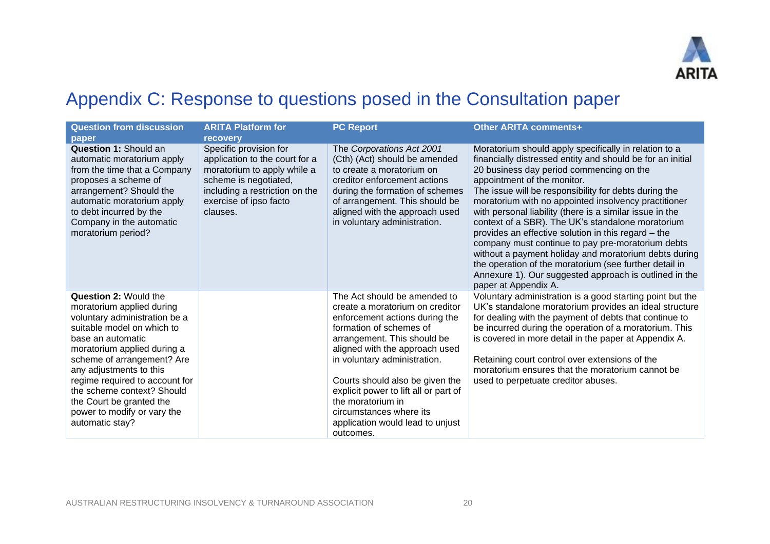# Appendix C: Response to questions posed in the Consultation paper

| Question from discussion paper | ARITA Platform for recovery | PC Report | Other ARITA comments+ |
|---|---|---|---|
| **Question 1:** Should an automatic moratorium apply from the time that a Company proposes a scheme of arrangement? Should the automatic moratorium apply to debt incurred by the Company in the automatic moratorium period? | Specific provision for application to the court for a moratorium to apply while a scheme is negotiated, including a restriction on the exercise of ipso facto clauses. | The *Corporations Act 2001* (Cth) (Act) should be amended to create a moratorium on creditor enforcement actions during the formation of schemes of arrangement. This should be aligned with the approach used in voluntary administration. | Moratorium should apply specifically in relation to a financially distressed entity and should be for an initial 20 business day period commencing on the appointment of the monitor. The issue will be responsibility for debts during the moratorium with no appointed insolvency practitioner with personal liability (there is a similar issue in the context of a SBR). The UK's standalone moratorium provides an effective solution in this regard – the company must continue to pay pre-moratorium debts without a payment holiday and moratorium debts during the operation of the moratorium (see further detail in Annexure 1). Our suggested approach is outlined in the paper at Appendix A. |
| **Question 2:** Would the moratorium applied during voluntary administration be a suitable model on which to base an automatic moratorium applied during a scheme of arrangement? Are any adjustments to this regime required to account for the scheme context? Should the Court be granted the power to modify or vary the automatic stay? | | The Act should be amended to create a moratorium on creditor enforcement actions during the formation of schemes of arrangement. This should be aligned with the approach used in voluntary administration.<br><br>Courts should also be given the explicit power to lift all or part of the moratorium in circumstances where its application would lead to unjust outcomes. | Voluntary administration is a good starting point but the UK's standalone moratorium provides an ideal structure for dealing with the payment of debts that continue to be incurred during the operation of a moratorium. This is covered in more detail in the paper at Appendix A.<br><br>Retaining court control over extensions of the moratorium ensures that the moratorium cannot be used to perpetuate creditor abuses. |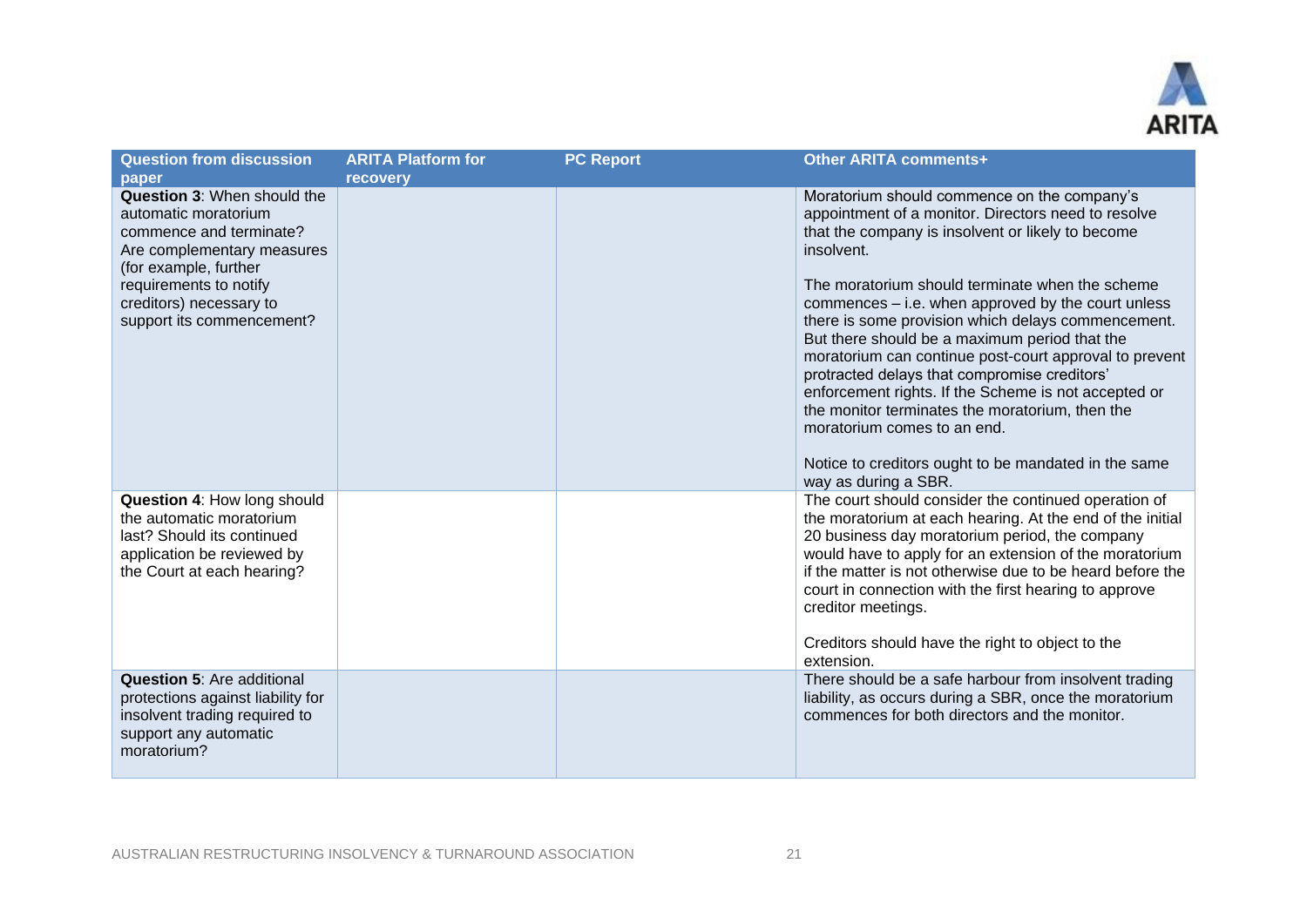| Question from discussion paper | ARITA Platform for recovery | PC Report | Other ARITA comments+ |
| --- | --- | --- | --- |
| **Question 3**: When should the automatic moratorium commence and terminate? Are complementary measures (for example, further requirements to notify creditors) necessary to support its commencement? | | | Moratorium should commence on the company's appointment of a monitor. Directors need to resolve that the company is insolvent or likely to become insolvent.<br><br>The moratorium should terminate when the scheme commences – i.e. when approved by the court unless there is some provision which delays commencement. But there should be a maximum period that the moratorium can continue post-court approval to prevent protracted delays that compromise creditors' enforcement rights. If the Scheme is not accepted or the monitor terminates the moratorium, then the moratorium comes to an end.<br><br>Notice to creditors ought to be mandated in the same way as during a SBR. |
| **Question 4**: How long should the automatic moratorium last? Should its continued application be reviewed by the Court at each hearing? | | | The court should consider the continued operation of the moratorium at each hearing. At the end of the initial 20 business day moratorium period, the company would have to apply for an extension of the moratorium if the matter is not otherwise due to be heard before the court in connection with the first hearing to approve creditor meetings.<br><br>Creditors should have the right to object to the extension. |
| **Question 5**: Are additional protections against liability for insolvent trading required to support any automatic moratorium? | | | There should be a safe harbour from insolvent trading liability, as occurs during a SBR, once the moratorium commences for both directors and the monitor. |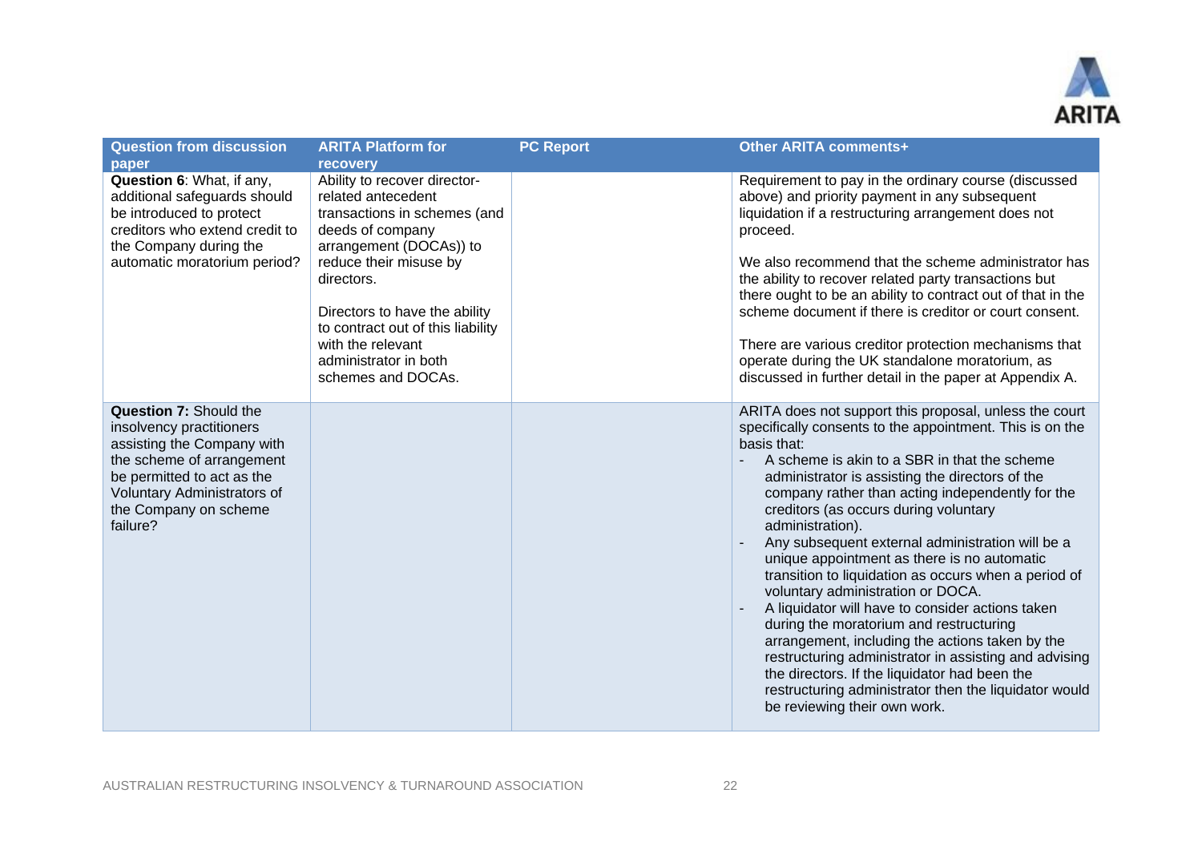| Question from discussion paper | ARITA Platform for recovery | PC Report | Other ARITA comments+ |
|---|---|---|---|
| **Question 6**: What, if any, additional safeguards should be introduced to protect creditors who extend credit to the Company during the automatic moratorium period? | Ability to recover director-related antecedent transactions in schemes (and deeds of company arrangement (DOCAs)) to reduce their misuse by directors.<br><br>Directors to have the ability to contract out of this liability with the relevant administrator in both schemes and DOCAs. | | Requirement to pay in the ordinary course (discussed above) and priority payment in any subsequent liquidation if a restructuring arrangement does not proceed.<br><br>We also recommend that the scheme administrator has the ability to recover related party transactions but there ought to be an ability to contract out of that in the scheme document if there is creditor or court consent.<br><br>There are various creditor protection mechanisms that operate during the UK standalone moratorium, as discussed in further detail in the paper at Appendix A. |
| **Question 7:** Should the insolvency practitioners assisting the Company with the scheme of arrangement be permitted to act as the Voluntary Administrators of the Company on scheme failure? | | | ARITA does not support this proposal, unless the court specifically consents to the appointment. This is on the basis that:<br>- A scheme is akin to a SBR in that the scheme administrator is assisting the directors of the company rather than acting independently for the creditors (as occurs during voluntary administration).<br>- Any subsequent external administration will be a unique appointment as there is no automatic transition to liquidation as occurs when a period of voluntary administration or DOCA.<br>- A liquidator will have to consider actions taken during the moratorium and restructuring arrangement, including the actions taken by the restructuring administrator in assisting and advising the directors. If the liquidator had been the restructuring administrator then the liquidator would be reviewing their own work. |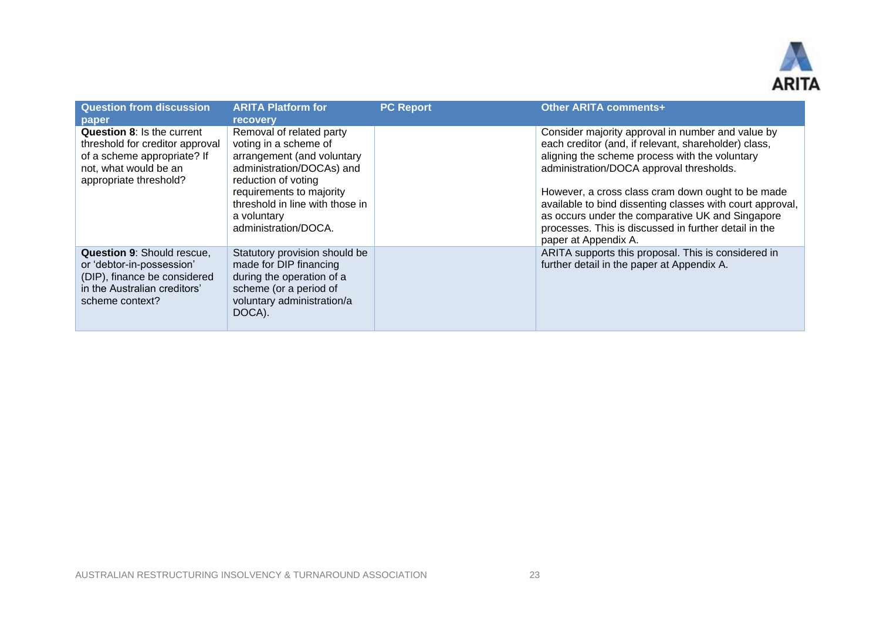| Question from discussion paper | ARITA Platform for recovery | PC Report | Other ARITA comments+ |
|---|---|---|---|
| **Question 8**: Is the current threshold for creditor approval of a scheme appropriate? If not, what would be an appropriate threshold? | Removal of related party voting in a scheme of arrangement (and voluntary administration/DOCAs) and reduction of voting requirements to majority threshold in line with those in a voluntary administration/DOCA. | | Consider majority approval in number and value by each creditor (and, if relevant, shareholder) class, aligning the scheme process with the voluntary administration/DOCA approval thresholds.<br><br>However, a cross class cram down ought to be made available to bind dissenting classes with court approval, as occurs under the comparative UK and Singapore processes. This is discussed in further detail in the paper at Appendix A. |
| **Question 9**: Should rescue, or 'debtor-in-possession' (DIP), finance be considered in the Australian creditors' scheme context? | Statutory provision should be made for DIP financing during the operation of a scheme (or a period of voluntary administration/a DOCA). | | ARITA supports this proposal. This is considered in further detail in the paper at Appendix A. |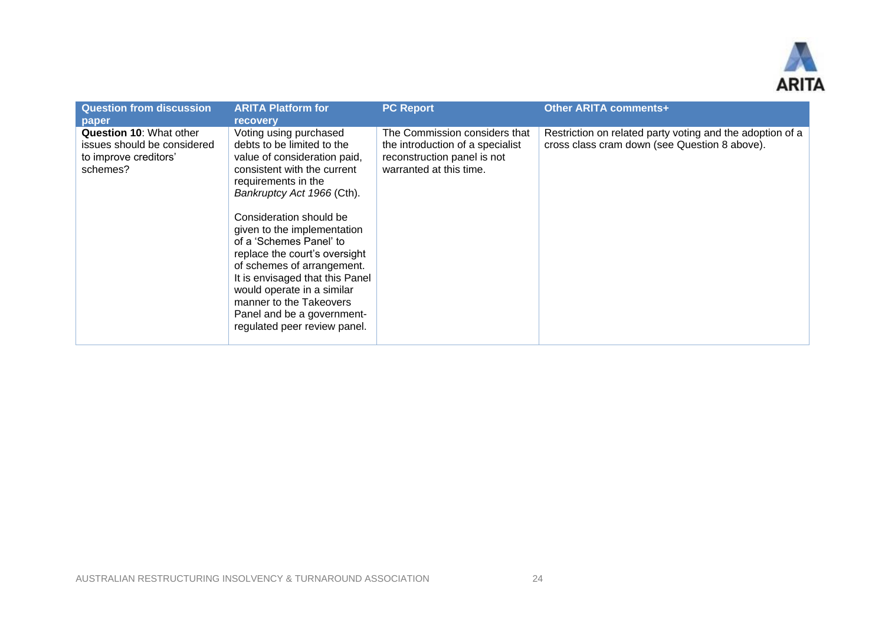| Question from discussion paper | ARITA Platform for recovery | PC Report | Other ARITA comments+ |
|---|---|---|---|
| **Question 10**: What other issues should be considered to improve creditors' schemes? | Voting using purchased debts to be limited to the value of consideration paid, consistent with the current requirements in the *Bankruptcy Act 1966* (Cth).<br><br>Consideration should be given to the implementation of a 'Schemes Panel' to replace the court's oversight of schemes of arrangement. It is envisaged that this Panel would operate in a similar manner to the Takeovers Panel and be a government-regulated peer review panel. | The Commission considers that the introduction of a specialist reconstruction panel is not warranted at this time. | Restriction on related party voting and the adoption of a cross class cram down (see Question 8 above). |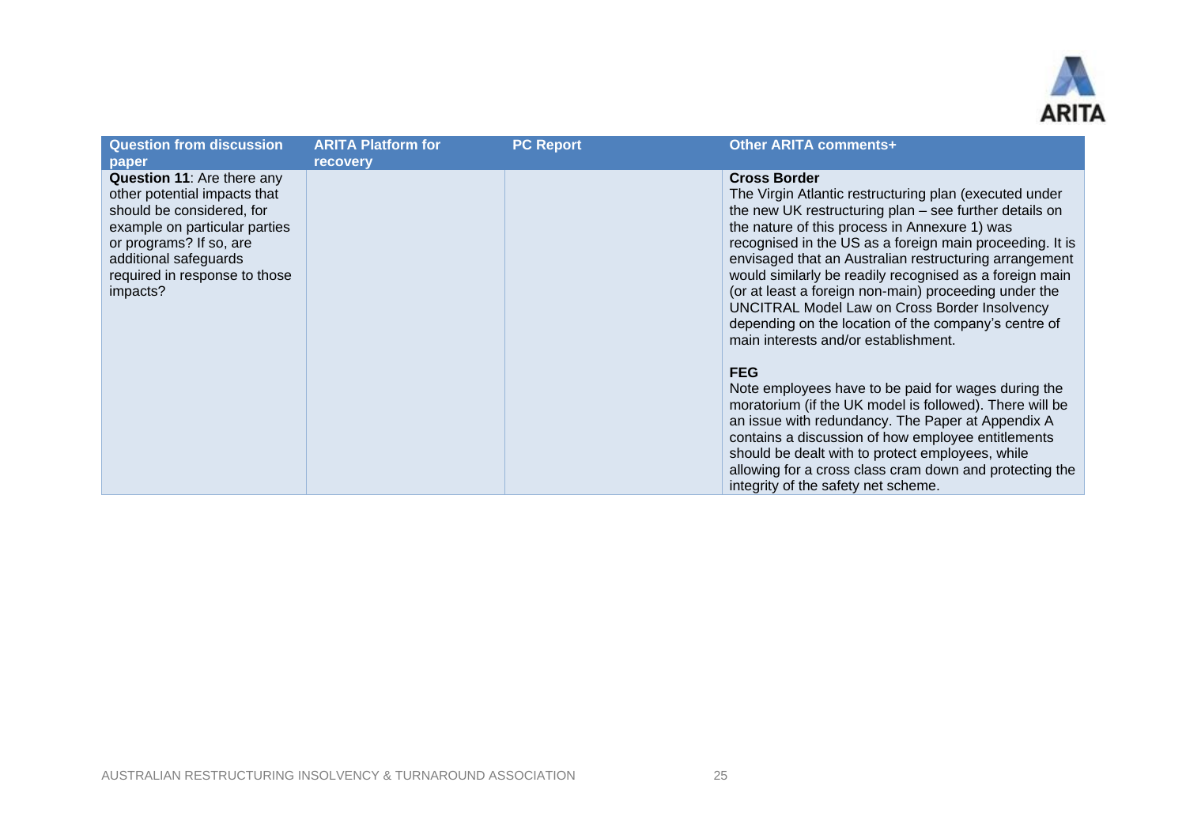| Question from discussion paper | ARITA Platform for recovery | PC Report | Other ARITA comments+ |
|---|---|---|---|
| **Question 11**: Are there any other potential impacts that should be considered, for example on particular parties or programs? If so, are additional safeguards required in response to those impacts? | | | **Cross Border**<br>The Virgin Atlantic restructuring plan (executed under the new UK restructuring plan – see further details on the nature of this process in Annexure 1) was recognised in the US as a foreign main proceeding. It is envisaged that an Australian restructuring arrangement would similarly be readily recognised as a foreign main (or at least a foreign non-main) proceeding under the UNCITRAL Model Law on Cross Border Insolvency depending on the location of the company's centre of main interests and/or establishment.<br><br>**FEG**<br>Note employees have to be paid for wages during the moratorium (if the UK model is followed). There will be an issue with redundancy. The Paper at Appendix A contains a discussion of how employee entitlements should be dealt with to protect employees, while allowing for a cross class cram down and protecting the integrity of the safety net scheme. |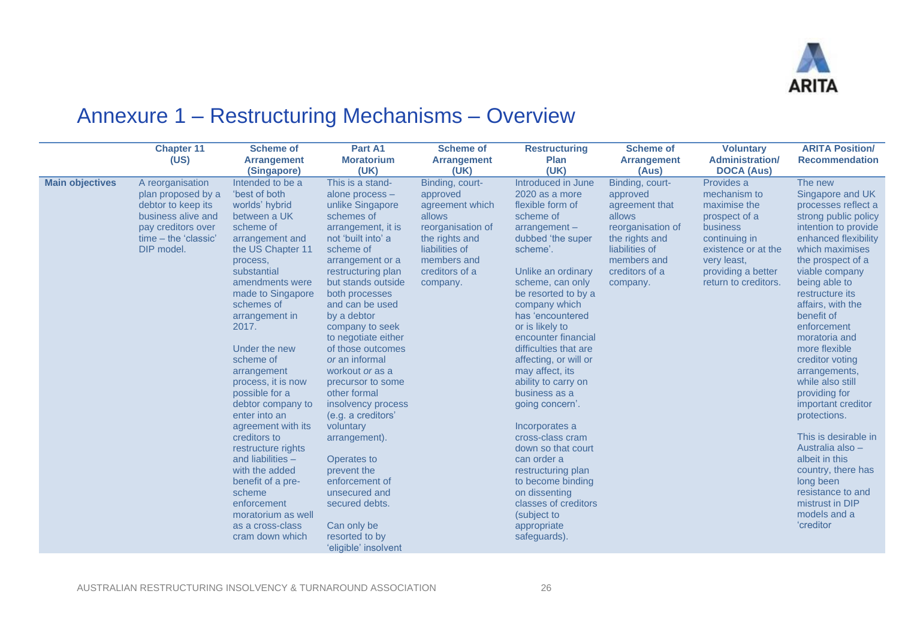## Annexure 1 – Restructuring Mechanisms – Overview

| | Chapter 11 (US) | Scheme of Arrangement (Singapore) | Part A1 Moratorium (UK) | Scheme of Arrangement (UK) | Restructuring Plan (UK) | Scheme of Arrangement (Aus) | Voluntary Administration/ DOCA (Aus) | ARITA Position/ Recommendation |
|---|---|---|---|---|---|---|---|---|
| **Main objectives** | A reorganisation plan proposed by a debtor to keep its business alive and pay creditors over time – the 'classic' DIP model. | Intended to be a 'best of both worlds' hybrid between a UK scheme of arrangement and the US Chapter 11 process, substantial amendments were made to Singapore schemes of arrangement in 2017.<br><br>Under the new scheme of arrangement process, it is now possible for a debtor company to enter into an agreement with its creditors to restructure rights and liabilities – with the added benefit of a pre-scheme enforcement moratorium as well as a cross-class cram down which | This is a stand-alone process – unlike Singapore schemes of arrangement, it is not 'built into' a scheme of arrangement or a restructuring plan but stands outside both processes and can be used by a debtor company to seek to negotiate either of those outcomes *or* an informal workout *or* as a precursor to some other formal insolvency process (e.g. a creditors' voluntary arrangement).<br><br>Operates to prevent the enforcement of unsecured and secured debts.<br><br>Can only be resorted to by 'eligible' insolvent | Binding, court-approved agreement which allows reorganisation of the rights and liabilities of members and creditors of a company. | Introduced in June 2020 as a more flexible form of scheme of arrangement – dubbed 'the super scheme'.<br><br>Unlike an ordinary scheme, can only be resorted to by a company which has 'encountered or is likely to encounter financial difficulties that are affecting, or will or may affect, its ability to carry on business as a going concern'.<br><br>Incorporates a cross-class cram down so that court can order a restructuring plan to become binding on dissenting classes of creditors (subject to appropriate safeguards). | Binding, court-approved agreement that allows reorganisation of the rights and liabilities of members and creditors of a company. | Provides a mechanism to maximise the prospect of a business continuing in existence or at the very least, providing a better return to creditors. | The new Singapore and UK processes reflect a strong public policy intention to provide enhanced flexibility which maximises the prospect of a viable company being able to restructure its affairs, with the benefit of enforcement moratoria and more flexible creditor voting arrangements, while also still providing for important creditor protections.<br><br>This is desirable in Australia also – albeit in this country, there has long been resistance to and mistrust in DIP models and a 'creditor |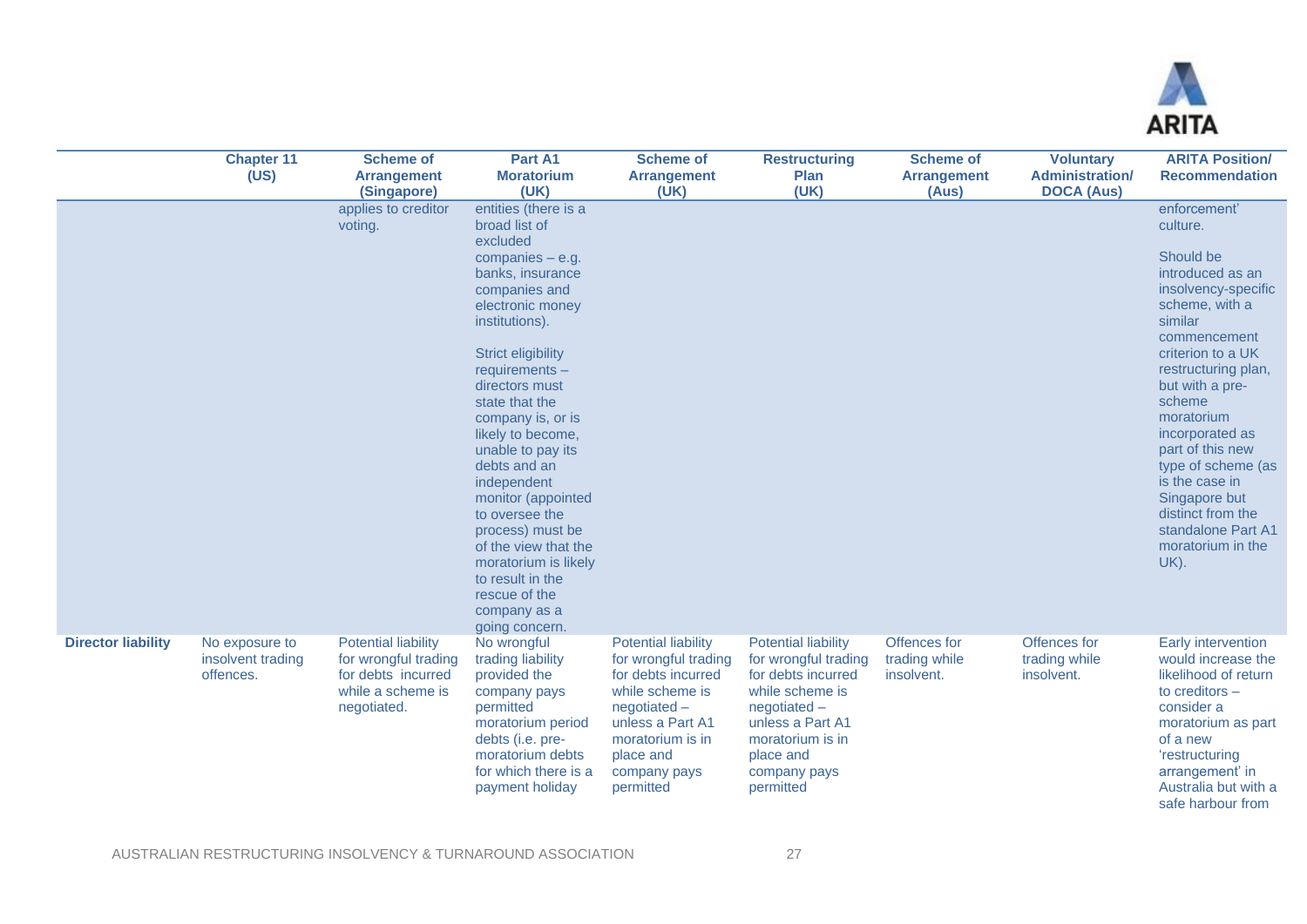| | Chapter 11 (US) | Scheme of Arrangement (Singapore) | Part A1 Moratorium (UK) | Scheme of Arrangement (UK) | Restructuring Plan (UK) | Scheme of Arrangement (Aus) | Voluntary Administration/ DOCA (Aus) | ARITA Position/ Recommendation |
|---|---|---|---|---|---|---|---|---|
| | | applies to creditor voting. | entities (there is a broad list of excluded companies – e.g. banks, insurance companies and electronic money institutions).<br><br>Strict eligibility requirements – directors must state that the company is, or is likely to become, unable to pay its debts and an independent monitor (appointed to oversee the process) must be of the view that the moratorium is likely to result in the rescue of the company as a going concern. | | | | | enforcement' culture.<br><br>Should be introduced as an insolvency-specific scheme, with a similar commencement criterion to a UK restructuring plan, but with a pre-scheme moratorium incorporated as part of this new type of scheme (as is the case in Singapore but distinct from the standalone Part A1 moratorium in the UK). |
| **Director liability** | No exposure to insolvent trading offences. | Potential liability for wrongful trading for debts incurred while a scheme is negotiated. | No wrongful trading liability provided the company pays permitted moratorium period debts (i.e. pre-moratorium debts for which there is a payment holiday | Potential liability for wrongful trading for debts incurred while scheme is negotiated – unless a Part A1 moratorium is in place and company pays permitted | Potential liability for wrongful trading for debts incurred while scheme is negotiated – unless a Part A1 moratorium is in place and company pays permitted | Offences for trading while insolvent. | Offences for trading while insolvent. | Early intervention would increase the likelihood of return to creditors – consider a moratorium as part of a new 'restructuring arrangement' in Australia but with a safe harbour from |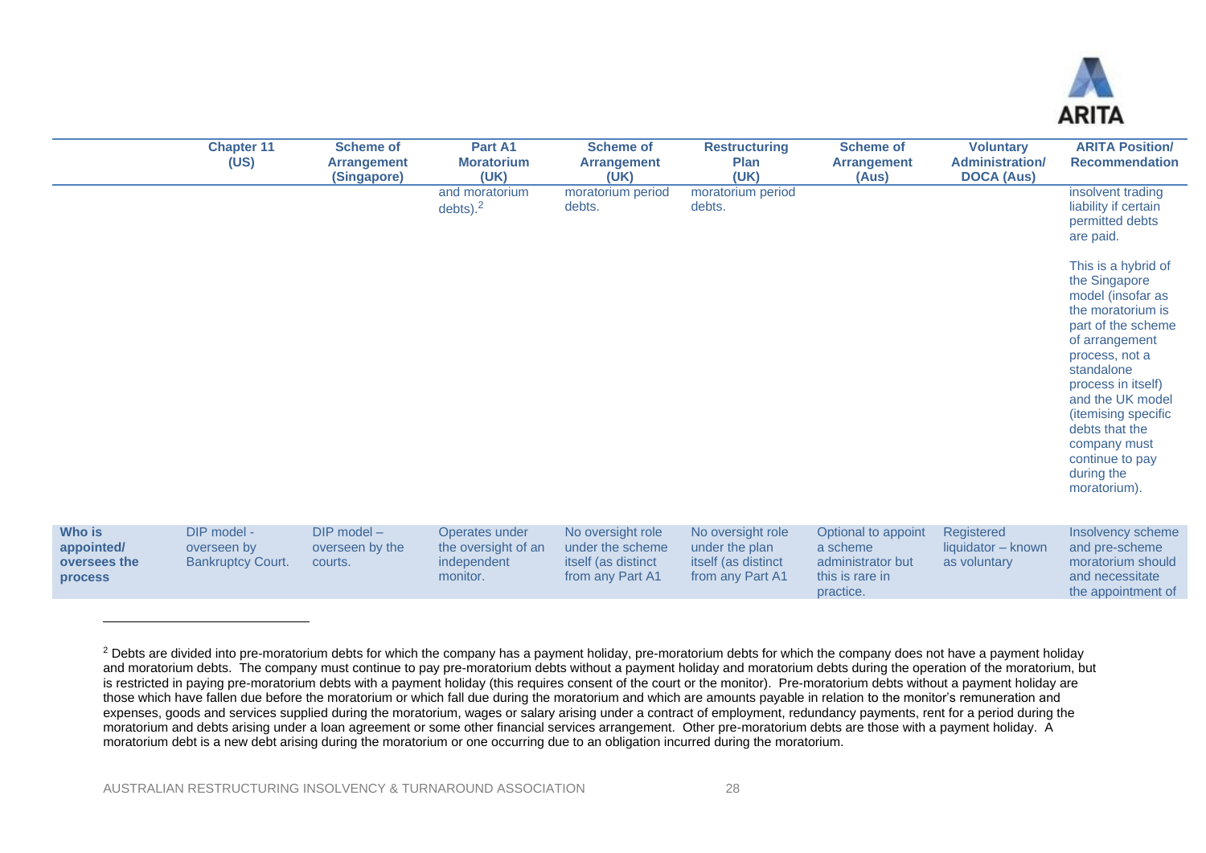| | Chapter 11 (US) | Scheme of Arrangement (Singapore) | Part A1 Moratorium (UK) | Scheme of Arrangement (UK) | Restructuring Plan (UK) | Scheme of Arrangement (Aus) | Voluntary Administration/ DOCA (Aus) | ARITA Position/ Recommendation |
|---|---|---|---|---|---|---|---|---|
| | | | and moratorium debts).[2] | moratorium period debts. | moratorium period debts. | | | insolvent trading liability if certain permitted debts are paid.<br><br>This is a hybrid of the Singapore model (insofar as the moratorium is part of the scheme of arrangement process, not a standalone process in itself) and the UK model (itemising specific debts that the company must continue to pay during the moratorium). |
| **Who is appointed/ oversees the process** | DIP model - overseen by Bankruptcy Court. | DIP model – overseen by the courts. | Operates under the oversight of an independent monitor. | No oversight role under the scheme itself (as distinct from any Part A1 | No oversight role under the plan itself (as distinct from any Part A1 | Optional to appoint a scheme administrator but this is rare in practice. | Registered liquidator – known as voluntary | Insolvency scheme and pre-scheme moratorium should and necessitate the appointment of |

[2] Debts are divided into pre-moratorium debts for which the company has a payment holiday, pre-moratorium debts for which the company does not have a payment holiday and moratorium debts. The company must continue to pay pre-moratorium debts without a payment holiday and moratorium debts during the operation of the moratorium, but is restricted in paying pre-moratorium debts with a payment holiday (this requires consent of the court or the monitor). Pre-moratorium debts without a payment holiday are those which have fallen due before the moratorium or which fall due during the moratorium and which are amounts payable in relation to the monitor's remuneration and expenses, goods and services supplied during the moratorium, wages or salary arising under a contract of employment, redundancy payments, rent for a period during the moratorium and debts arising under a loan agreement or some other financial services arrangement. Other pre-moratorium debts are those with a payment holiday. A moratorium debt is a new debt arising during the moratorium or one occurring due to an obligation incurred during the moratorium.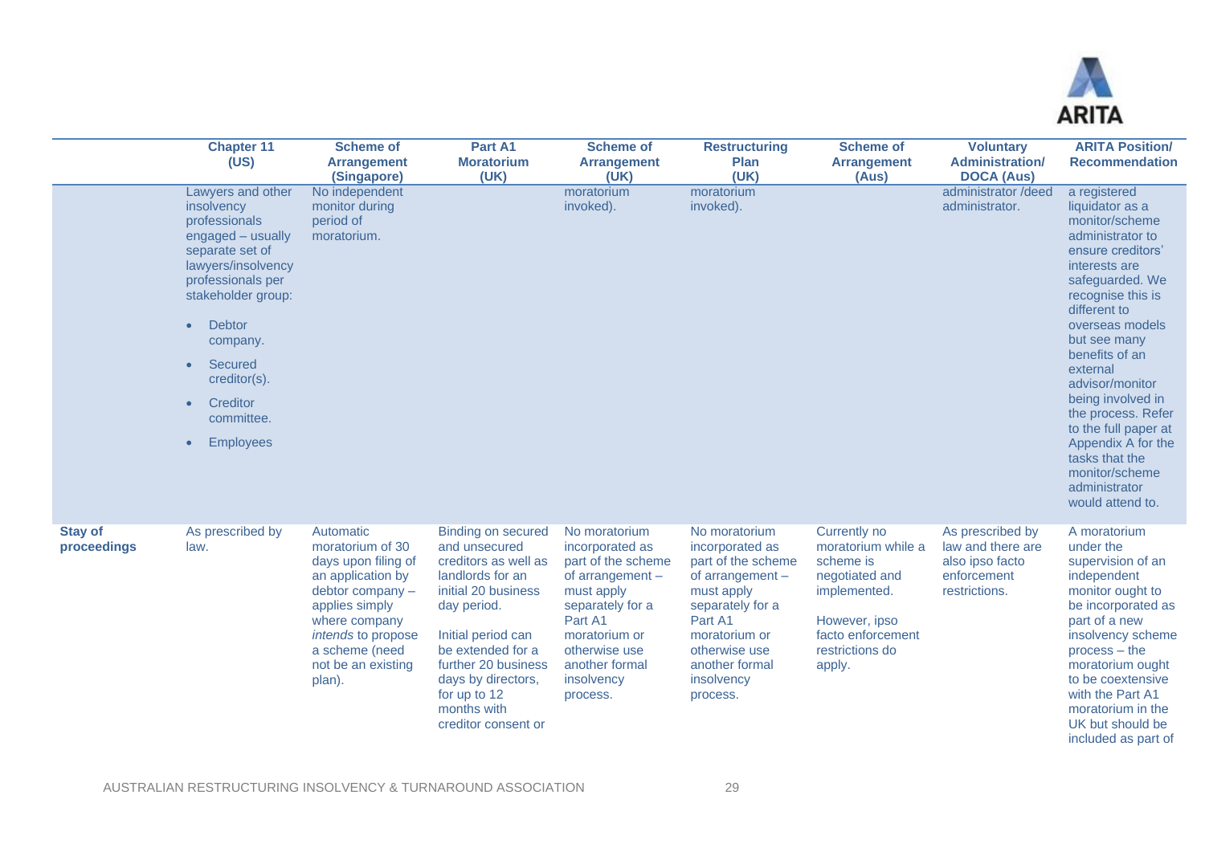| | Chapter 11 (US) | Scheme of Arrangement (Singapore) | Part A1 Moratorium (UK) | Scheme of Arrangement (UK) | Restructuring Plan (UK) | Scheme of Arrangement (Aus) | Voluntary Administration/ DOCA (Aus) | ARITA Position/ Recommendation |
|---|---|---|---|---|---|---|---|---|
| | Lawyers and other insolvency professionals engaged – usually separate set of lawyers/insolvency professionals per stakeholder group:<br><br>• Debtor company.<br>• Secured creditor(s).<br>• Creditor committee.<br>• Employees | No independent monitor during period of moratorium. | | moratorium invoked). | moratorium invoked). | | administrator /deed administrator. | a registered liquidator as a monitor/scheme administrator to ensure creditors' interests are safeguarded. We recognise this is different to overseas models but see many benefits of an external advisor/monitor being involved in the process. Refer to the full paper at Appendix A for the tasks that the monitor/scheme administrator would attend to. |
| **Stay of proceedings** | As prescribed by law. | Automatic moratorium of 30 days upon filing of an application by debtor company – applies simply where company *intends* to propose a scheme (need not be an existing plan). | Binding on secured and unsecured creditors as well as landlords for an initial 20 business day period.<br><br>Initial period can be extended for a further 20 business days by directors, for up to 12 months with creditor consent or | No moratorium incorporated as part of the scheme of arrangement – must apply separately for a Part A1 moratorium or otherwise use another formal insolvency process. | No moratorium incorporated as part of the scheme of arrangement – must apply separately for a Part A1 moratorium or otherwise use another formal insolvency process. | Currently no moratorium while a scheme is negotiated and implemented.<br><br>However, ipso facto enforcement restrictions do apply. | As prescribed by law and there are also ipso facto enforcement restrictions. | A moratorium under the supervision of an independent monitor ought to be incorporated as part of a new insolvency scheme process – the moratorium ought to be coextensive with the Part A1 moratorium in the UK but should be included as part of |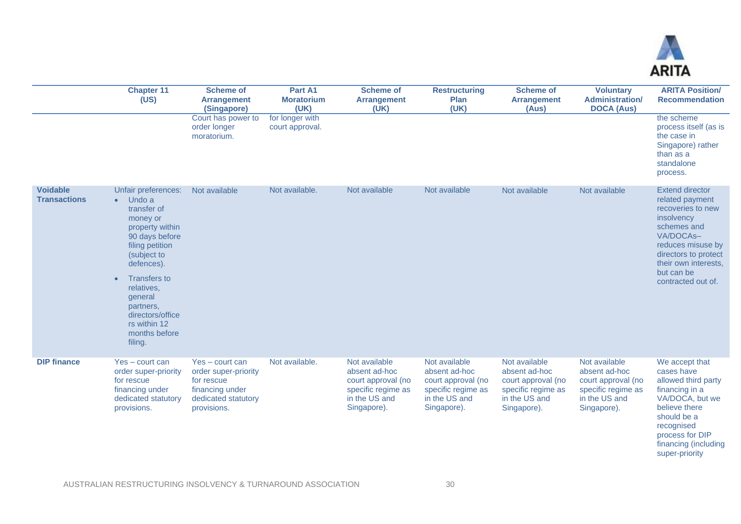| | Chapter 11 (US) | Scheme of Arrangement (Singapore) | Part A1 Moratorium (UK) | Scheme of Arrangement (UK) | Restructuring Plan (UK) | Scheme of Arrangement (Aus) | Voluntary Administration/ DOCA (Aus) | ARITA Position/ Recommendation |
|---|---|---|---|---|---|---|---|---|
| | | Court has power to order longer moratorium. | for longer with court approval. | | | | | the scheme process itself (as is the case in Singapore) rather than as a standalone process. |
| **Voidable Transactions** | Unfair preferences:<br>• Undo a transfer of money or property within 90 days before filing petition (subject to defences).<br>• Transfers to relatives, general partners, directors/officers within 12 months before filing. | Not available | Not available. | Not available | Not available | Not available | Not available | Extend director related payment recoveries to new insolvency schemes and VA/DOCAs– reduces misuse by directors to protect their own interests, but can be contracted out of. |
| **DIP finance** | Yes – court can order super-priority for rescue financing under dedicated statutory provisions. | Yes – court can order super-priority for rescue financing under dedicated statutory provisions. | Not available. | Not available absent ad-hoc court approval (no specific regime as in the US and Singapore). | Not available absent ad-hoc court approval (no specific regime as in the US and Singapore). | Not available absent ad-hoc court approval (no specific regime as in the US and Singapore). | Not available absent ad-hoc court approval (no specific regime as in the US and Singapore). | We accept that cases have allowed third party financing in a VA/DOCA, but we believe there should be a recognised process for DIP financing (including super-priority |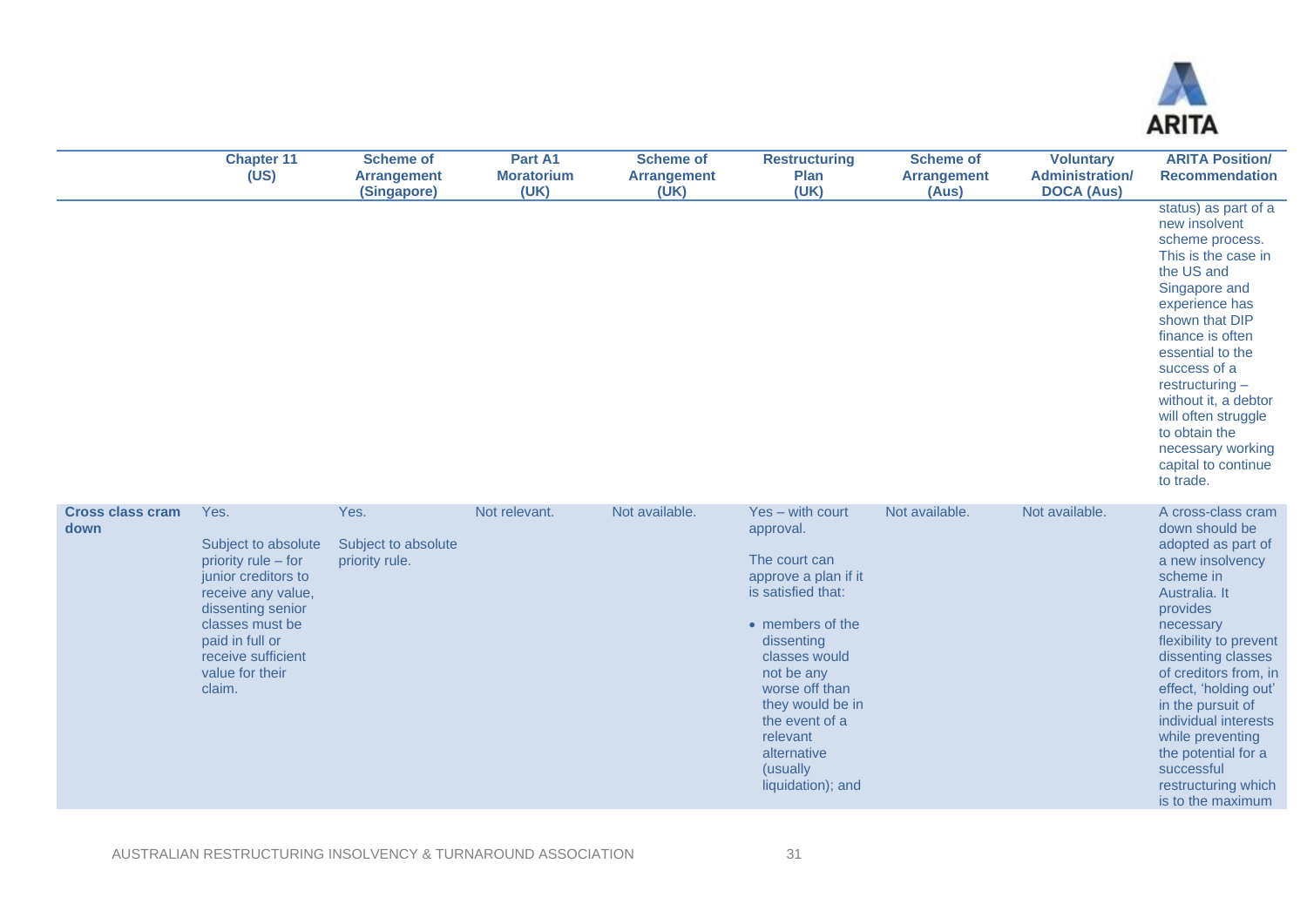| | Chapter 11 (US) | Scheme of Arrangement (Singapore) | Part A1 Moratorium (UK) | Scheme of Arrangement (UK) | Restructuring Plan (UK) | Scheme of Arrangement (Aus) | Voluntary Administration/ DOCA (Aus) | ARITA Position/ Recommendation |
|---|---|---|---|---|---|---|---|---|
| | | | | | | | | status) as part of a new insolvent scheme process. This is the case in the US and Singapore and experience has shown that DIP finance is often essential to the success of a restructuring – without it, a debtor will often struggle to obtain the necessary working capital to continue to trade. |
| **Cross class cram down** | Yes.<br><br>Subject to absolute priority rule – for junior creditors to receive any value, dissenting senior classes must be paid in full or receive sufficient value for their claim. | Yes.<br><br>Subject to absolute priority rule. | Not relevant. | Not available. | Yes – with court approval.<br><br>The court can approve a plan if it is satisfied that:<br><br>• members of the dissenting classes would not be any worse off than they would be in the event of a relevant alternative (usually liquidation); and | Not available. | Not available. | A cross-class cram down should be adopted as part of a new insolvency scheme in Australia. It provides necessary flexibility to prevent dissenting classes of creditors from, in effect, 'holding out' in the pursuit of individual interests while preventing the potential for a successful restructuring which is to the maximum |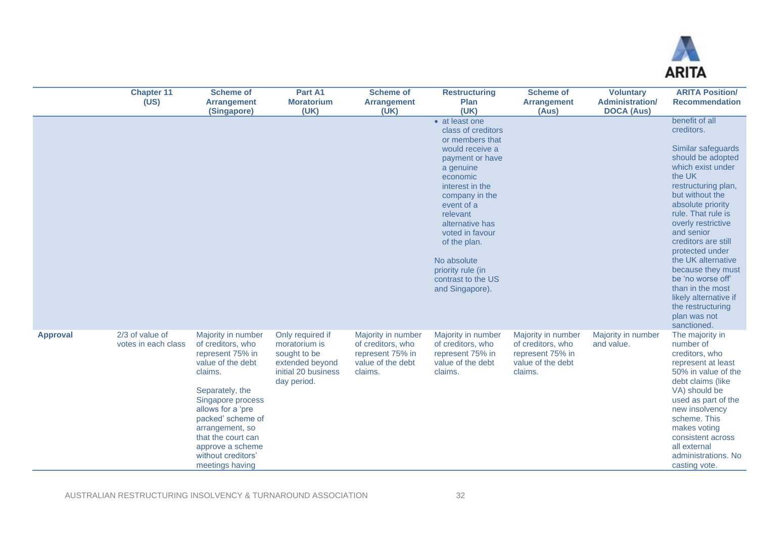| | Chapter 11 (US) | Scheme of Arrangement (Singapore) | Part A1 Moratorium (UK) | Scheme of Arrangement (UK) | Restructuring Plan (UK) | Scheme of Arrangement (Aus) | Voluntary Administration/ DOCA (Aus) | ARITA Position/ Recommendation |
|---|---|---|---|---|---|---|---|---|
| | | | | | • at least one class of creditors or members that would receive a payment or have a genuine economic interest in the company in the event of a relevant alternative has voted in favour of the plan.<br><br>No absolute priority rule (in contrast to the US and Singapore). | | | benefit of all creditors.<br><br>Similar safeguards should be adopted which exist under the UK restructuring plan, but without the absolute priority rule. That rule is overly restrictive and senior creditors are still protected under the UK alternative because they must be 'no worse off' than in the most likely alternative if the restructuring plan was not sanctioned. |
| **Approval** | 2/3 of value of votes in each class | Majority in number of creditors, who represent 75% in value of the debt claims.<br><br>Separately, the Singapore process allows for a 'pre packed' scheme of arrangement, so that the court can approve a scheme without creditors' meetings having | Only required if moratorium is sought to be extended beyond initial 20 business day period. | Majority in number of creditors, who represent 75% in value of the debt claims. | Majority in number of creditors, who represent 75% in value of the debt claims. | Majority in number of creditors, who represent 75% in value of the debt claims. | Majority in number and value. | The majority in number of creditors, who represent at least 50% in value of the debt claims (like VA) should be used as part of the new insolvency scheme. This makes voting consistent across all external administrations. No casting vote. |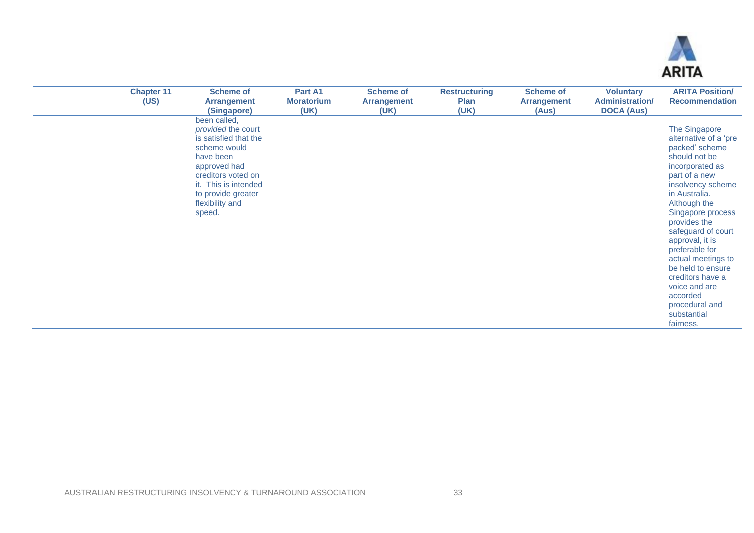| | Chapter 11 (US) | Scheme of Arrangement (Singapore) | Part A1 Moratorium (UK) | Scheme of Arrangement (UK) | Restructuring Plan (UK) | Scheme of Arrangement (Aus) | Voluntary Administration/ DOCA (Aus) | ARITA Position/ Recommendation |
|---|---|---|---|---|---|---|---|---|
| | | been called, *provided* the court is satisfied that the scheme would have been approved had creditors voted on it. This is intended to provide greater flexibility and speed. | | | | | | The Singapore alternative of a 'pre packed' scheme should not be incorporated as part of a new insolvency scheme in Australia. Although the Singapore process provides the safeguard of court approval, it is preferable for actual meetings to be held to ensure creditors have a voice and are accorded procedural and substantial fairness. |